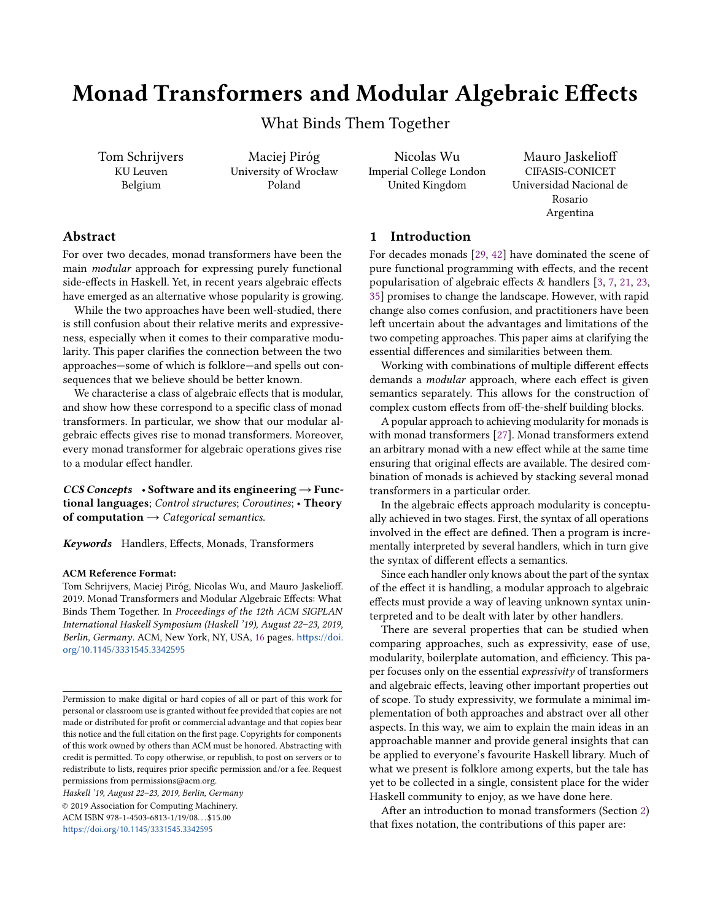# Monad Transformers and Modular Algebraic Effects

What Binds Them Together

Tom Schrijvers
KU Leuven
Belgium

Maciej Piróg
University of Wrocław
Poland

Nicolas Wu
Imperial College London
United Kingdom

Mauro Jaskelioff
CIFASIS-CONICET
Universidad Nacional de Rosario
Argentina

## Abstract

For over two decades, monad transformers have been the main *modular* approach for expressing purely functional side-effects in Haskell. Yet, in recent years algebraic effects have emerged as an alternative whose popularity is growing.

While the two approaches have been well-studied, there is still confusion about their relative merits and expressiveness, especially when it comes to their comparative modularity. This paper clarifies the connection between the two approaches—some of which is folklore—and spells out consequences that we believe should be better known.

We characterise a class of algebraic effects that is modular, and show how these correspond to a specific class of monad transformers. In particular, we show that our modular algebraic effects gives rise to monad transformers. Moreover, every monad transformer for algebraic operations gives rise to a modular effect handler.

***CCS Concepts*** • **Software and its engineering → Functional languages**; *Control structures*; *Coroutines*; • **Theory of computation** → *Categorical semantics*.

***Keywords*** Handlers, Effects, Monads, Transformers

**ACM Reference Format:**
Tom Schrijvers, Maciej Piróg, Nicolas Wu, and Mauro Jaskelioff. 2019. Monad Transformers and Modular Algebraic Effects: What Binds Them Together. In *Proceedings of the 12th ACM SIGPLAN International Haskell Symposium (Haskell '19), August 22–23, 2019, Berlin, Germany*. ACM, New York, NY, USA, 16 pages. https://doi.org/10.1145/3331545.3342595

Permission to make digital or hard copies of all or part of this work for personal or classroom use is granted without fee provided that copies are not made or distributed for profit or commercial advantage and that copies bear this notice and the full citation on the first page. Copyrights for components of this work owned by others than ACM must be honored. Abstracting with credit is permitted. To copy otherwise, or republish, to post on servers or to redistribute to lists, requires prior specific permission and/or a fee. Request permissions from permissions@acm.org.

*Haskell '19, August 22–23, 2019, Berlin, Germany*
© 2019 Association for Computing Machinery.
ACM ISBN 978-1-4503-6813-1/19/08...$15.00
https://doi.org/10.1145/3331545.3342595

## 1 Introduction

For decades monads [29, 42] have dominated the scene of pure functional programming with effects, and the recent popularisation of algebraic effects & handlers [3, 7, 21, 23, 35] promises to change the landscape. However, with rapid change also comes confusion, and practitioners have been left uncertain about the advantages and limitations of the two competing approaches. This paper aims at clarifying the essential differences and similarities between them.

Working with combinations of multiple different effects demands a *modular* approach, where each effect is given semantics separately. This allows for the construction of complex custom effects from off-the-shelf building blocks.

A popular approach to achieving modularity for monads is with monad transformers [27]. Monad transformers extend an arbitrary monad with a new effect while at the same time ensuring that original effects are available. The desired combination of monads is achieved by stacking several monad transformers in a particular order.

In the algebraic effects approach modularity is conceptually achieved in two stages. First, the syntax of all operations involved in the effect are defined. Then a program is incrementally interpreted by several handlers, which in turn give the syntax of different effects a semantics.

Since each handler only knows about the part of the syntax of the effect it is handling, a modular approach to algebraic effects must provide a way of leaving unknown syntax uninterpreted and to be dealt with later by other handlers.

There are several properties that can be studied when comparing approaches, such as expressivity, ease of use, modularity, boilerplate automation, and efficiency. This paper focuses only on the essential *expressivity* of transformers and algebraic effects, leaving other important properties out of scope. To study expressivity, we formulate a minimal implementation of both approaches and abstract over all other aspects. In this way, we aim to explain the main ideas in an approachable manner and provide general insights that can be applied to everyone's favourite Haskell library. Much of what we present is folklore among experts, but the tale has yet to be collected in a single, consistent place for the wider Haskell community to enjoy, as we have done here.

After an introduction to monad transformers (Section 2) that fixes notation, the contributions of this paper are: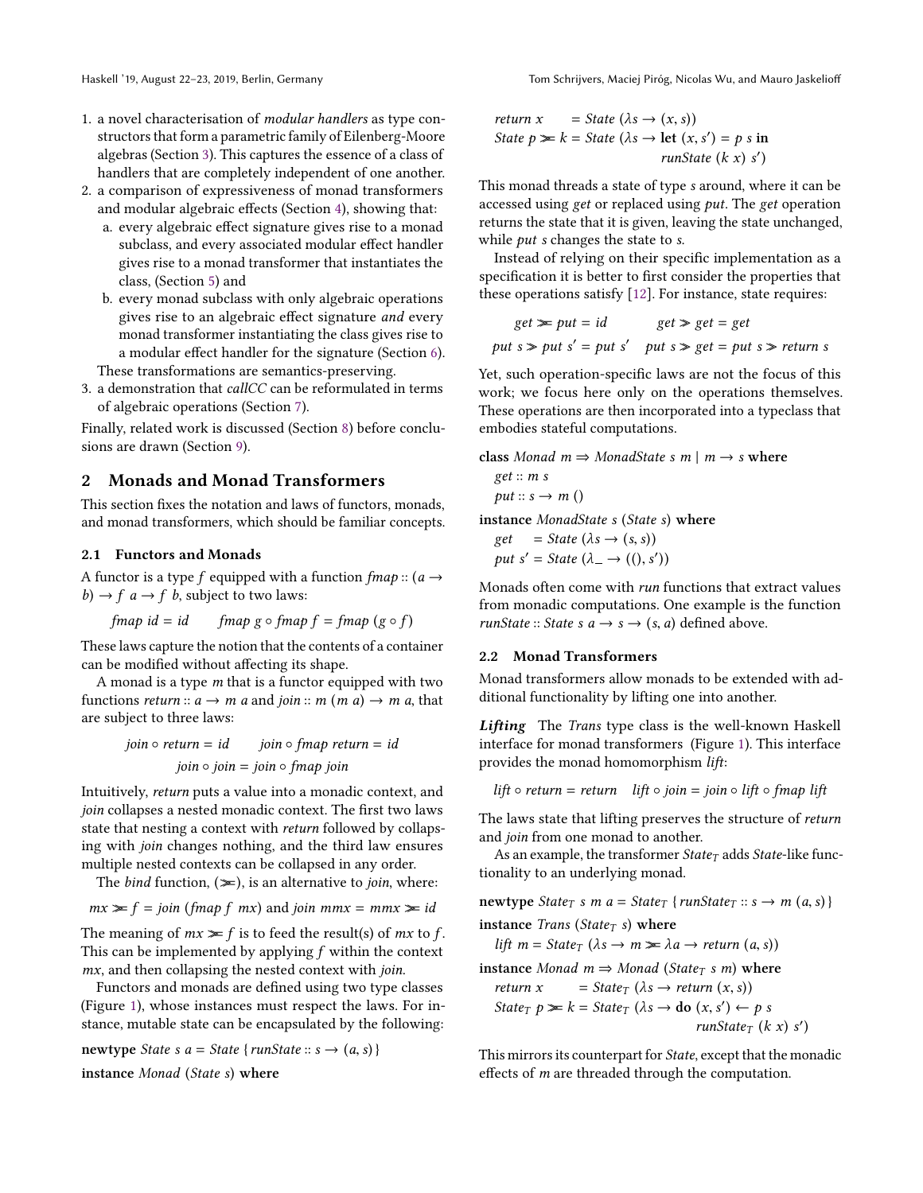1. a novel characterisation of *modular handlers* as type constructors that form a parametric family of Eilenberg-Moore algebras (Section 3). This captures the essence of a class of handlers that are completely independent of one another.
2. a comparison of expressiveness of monad transformers and modular algebraic effects (Section 4), showing that:
   a. every algebraic effect signature gives rise to a monad subclass, and every associated modular effect handler gives rise to a monad transformer that instantiates the class, (Section 5) and
   b. every monad subclass with only algebraic operations gives rise to an algebraic effect signature *and* every monad transformer instantiating the class gives rise to a modular effect handler for the signature (Section 6).

   These transformations are semantics-preserving.
3. a demonstration that *callCC* can be reformulated in terms of algebraic operations (Section 7).

Finally, related work is discussed (Section 8) before conclusions are drawn (Section 9).

## 2 Monads and Monad Transformers

This section fixes the notation and laws of functors, monads, and monad transformers, which should be familiar concepts.

### 2.1 Functors and Monads

A functor is a type $f$ equipped with a function $fmap :: (a \to b) \to f\ a \to f\ b$, subject to two laws:

$$fmap\ id = id \qquad fmap\ g \circ fmap\ f = fmap\ (g \circ f)$$

These laws capture the notion that the contents of a container can be modified without affecting its shape.

A monad is a type $m$ that is a functor equipped with two functions $return :: a \to m\ a$ and $join :: m\ (m\ a) \to m\ a$, that are subject to three laws:

$$join \circ return = id \qquad join \circ fmap\ return = id$$
$$join \circ join = join \circ fmap\ join$$

Intuitively, *return* puts a value into a monadic context, and *join* collapses a nested monadic context. The first two laws state that nesting a context with *return* followed by collapsing with *join* changes nothing, and the third law ensures multiple nested contexts can be collapsed in any order.

The *bind* function, ($\gg=$), is an alternative to *join*, where:

$$mx \gg= f = join\ (fmap\ f\ mx) \text{ and } join\ mmx = mmx \gg= id$$

The meaning of $mx \gg= f$ is to feed the result(s) of $mx$ to $f$. This can be implemented by applying $f$ within the context $mx$, and then collapsing the nested context with *join*.

Functors and monads are defined using two type classes (Figure 1), whose instances must respect the laws. For instance, mutable state can be encapsulated by the following:

```
newtype State s a = State {runState :: s → (a, s)}
instance Monad (State s) where
  return x     = State (λs → (x, s))
  State p >>= k = State (λs → let (x, s′) = p s in
                                  runState (k x) s′)
```

This monad threads a state of type $s$ around, where it can be accessed using *get* or replaced using *put*. The *get* operation returns the state that it is given, leaving the state unchanged, while *put* $s$ changes the state to $s$.

Instead of relying on their specific implementation as a specification it is better to first consider the properties that these operations satisfy [12]. For instance, state requires:

$$get \gg= put = id \qquad get \gg get = get$$
$$put\ s \gg put\ s' = put\ s' \quad put\ s \gg get = put\ s \gg return\ s$$

Yet, such operation-specific laws are not the focus of this work; we focus here only on the operations themselves. These operations are then incorporated into a typeclass that embodies stateful computations.

```
class Monad m ⇒ MonadState s m | m → s where
  get :: m s
  put :: s → m ()
instance MonadState s (State s) where
  get    = State (λs → (s, s))
  put s′ = State (λ_ → ((), s′))
```

Monads often come with *run* functions that extract values from monadic computations. One example is the function $runState :: State\ s\ a \to s \to (s, a)$ defined above.

### 2.2 Monad Transformers

Monad transformers allow monads to be extended with additional functionality by lifting one into another.

***Lifting*** The *Trans* type class is the well-known Haskell interface for monad transformers (Figure 1). This interface provides the monad homomorphism *lift*:

$$lift \circ return = return \quad lift \circ join = join \circ lift \circ fmap\ lift$$

The laws state that lifting preserves the structure of *return* and *join* from one monad to another.

As an example, the transformer $State_T$ adds *State*-like functionality to an underlying monad.

```
newtype StateT s m a = StateT {runStateT :: s → m (a, s)}
instance Trans (StateT s) where
  lift m = StateT (λs → m >>= λa → return (a, s))
instance Monad m ⇒ Monad (StateT s m) where
  return x      = StateT (λs → return (x, s))
  StateT p >>= k = StateT (λs → do (x, s′) ← p s
                                    runStateT (k x) s′)
```

This mirrors its counterpart for *State*, except that the monadic effects of $m$ are threaded through the computation.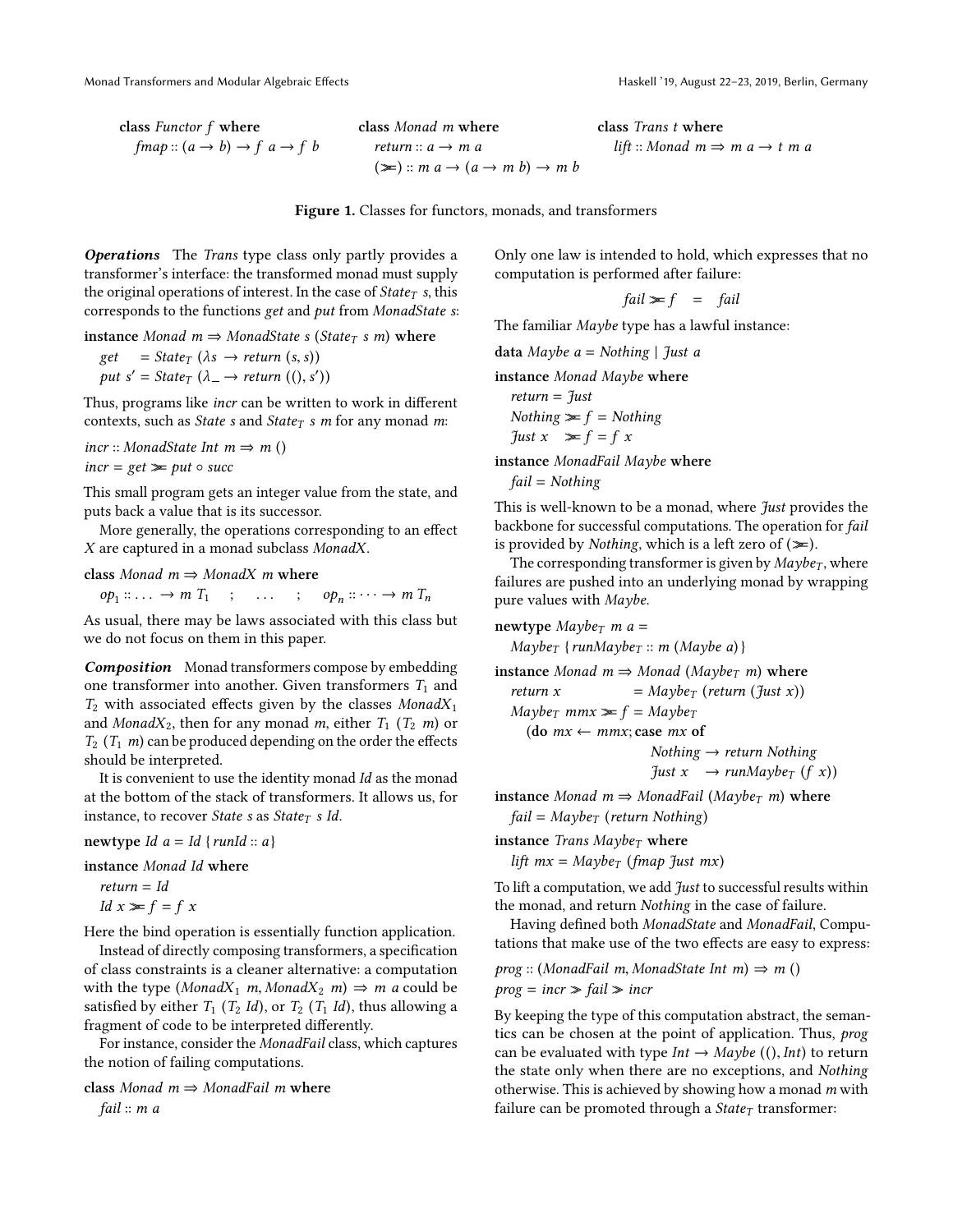```
class Functor f where
  fmap :: (a → b) → f a → f b

class Monad m where
  return :: a → m a
  (>>=) :: m a → (a → m b) → m b

class Trans t where
  lift :: Monad m ⇒ m a → t m a
```

**Figure 1.** Classes for functors, monads, and transformers

***Operations*** The *Trans* type class only partly provides a transformer's interface: the transformed monad must supply the original operations of interest. In the case of $State_T$ *s*, this corresponds to the functions *get* and *put* from *MonadState s*:

```
instance Monad m ⇒ MonadState s (State_T s m) where
  get    = State_T (λs → return (s, s))
  put s' = State_T (λ_ → return ((), s'))
```

Thus, programs like *incr* can be written to work in different contexts, such as *State s* and $State_T$ *s m* for any monad *m*:

```
incr :: MonadState Int m ⇒ m ()
incr = get >>= put ∘ succ
```

This small program gets an integer value from the state, and puts back a value that is its successor.

More generally, the operations corresponding to an effect *X* are captured in a monad subclass *MonadX*.

```
class Monad m ⇒ MonadX m where
  op_1 :: ... → m T_1   ;   ...   ;   op_n :: ··· → m T_n
```

As usual, there may be laws associated with this class but we do not focus on them in this paper.

***Composition*** Monad transformers compose by embedding one transformer into another. Given transformers $T_1$ and $T_2$ with associated effects given by the classes $MonadX_1$ and $MonadX_2$, then for any monad *m*, either $T_1$ ($T_2$ *m*) or $T_2$ ($T_1$ *m*) can be produced depending on the order the effects should be interpreted.

It is convenient to use the identity monad *Id* as the monad at the bottom of the stack of transformers. It allows us, for instance, to recover *State s* as $State_T$ *s Id*.

```
newtype Id a = Id {runId :: a}

instance Monad Id where
  return = Id
  Id x >>= f = f x
```

Here the bind operation is essentially function application.

Instead of directly composing transformers, a specification of class constraints is a cleaner alternative: a computation with the type ($MonadX_1$ *m*, $MonadX_2$ *m*) ⇒ *m a* could be satisfied by either $T_1$ ($T_2$ *Id*), or $T_2$ ($T_1$ *Id*), thus allowing a fragment of code to be interpreted differently.

For instance, consider the *MonadFail* class, which captures the notion of failing computations.

```
class Monad m ⇒ MonadFail m where
  fail :: m a
```

Only one law is intended to hold, which expresses that no computation is performed after failure:

$$fail \gg\!= f \quad = \quad fail$$

The familiar *Maybe* type has a lawful instance:

```
data Maybe a = Nothing | Just a

instance Monad Maybe where
  return = Just
  Nothing >>= f = Nothing
  Just x  >>= f = f x

instance MonadFail Maybe where
  fail = Nothing
```

This is well-known to be a monad, where *Just* provides the backbone for successful computations. The operation for *fail* is provided by *Nothing*, which is a left zero of (>>=).

The corresponding transformer is given by $Maybe_T$, where failures are pushed into an underlying monad by wrapping pure values with *Maybe*.

```
newtype Maybe_T m a =
  Maybe_T {runMaybe_T :: m (Maybe a)}

instance Monad m ⇒ Monad (Maybe_T m) where
  return x          = Maybe_T (return (Just x))
  Maybe_T mmx >>= f = Maybe_T
    (do mx ← mmx; case mx of
                    Nothing → return Nothing
                    Just x  → runMaybe_T (f x))

instance Monad m ⇒ MonadFail (Maybe_T m) where
  fail = Maybe_T (return Nothing)

instance Trans Maybe_T where
  lift mx = Maybe_T (fmap Just mx)
```

To lift a computation, we add *Just* to successful results within the monad, and return *Nothing* in the case of failure.

Having defined both *MonadState* and *MonadFail*, Computations that make use of the two effects are easy to express:

```
prog :: (MonadFail m, MonadState Int m) ⇒ m ()
prog = incr >> fail >> incr
```

By keeping the type of this computation abstract, the semantics can be chosen at the point of application. Thus, *prog* can be evaluated with type *Int* → *Maybe* ((), *Int*) to return the state only when there are no exceptions, and *Nothing* otherwise. This is achieved by showing how a monad *m* with failure can be promoted through a $State_T$ transformer: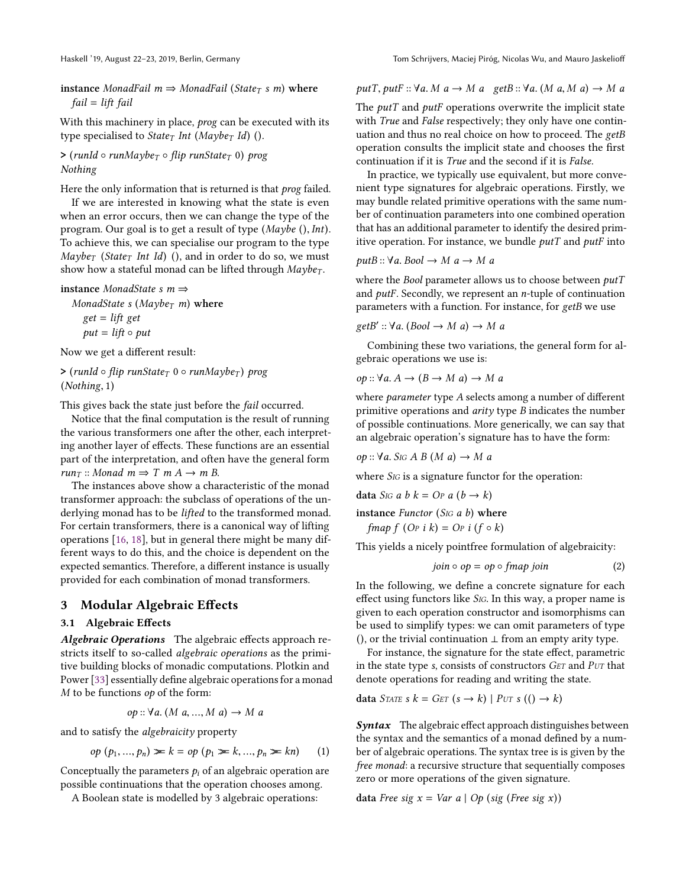**instance** *MonadFail* $m \Rightarrow$ *MonadFail* ($State_T$ $s$ $m$) **where**
  *fail* = *lift fail*

With this machinery in place, *prog* can be executed with its type specialised to $State_T$ *Int* ($Maybe_T$ *Id*) ().

> ($runId \circ runMaybe_T \circ flip\ runState_T\ 0$) *prog*
*Nothing*

Here the only information that is returned is that *prog* failed.

If we are interested in knowing what the state is even when an error occurs, then we can change the type of the program. Our goal is to get a result of type (*Maybe* (), *Int*). To achieve this, we can specialise our program to the type $Maybe_T$ ($State_T$ *Int Id*) (), and in order to do so, we must show how a stateful monad can be lifted through $Maybe_T$.

**instance** *MonadState* $s$ $m \Rightarrow$
  *MonadState* $s$ ($Maybe_T$ $m$) **where**
    *get* = *lift get*
    *put* = $lift \circ put$

Now we get a different result:

> ($runId \circ flip\ runState_T\ 0 \circ runMaybe_T$) *prog*
(*Nothing*, 1)

This gives back the state just before the *fail* occurred.

Notice that the final computation is the result of running the various transformers one after the other, each interpreting another layer of effects. These functions are an essential part of the interpretation, and often have the general form $run_T :: Monad\ m \Rightarrow T\ m\ A \rightarrow m\ B$.

The instances above show a characteristic of the monad transformer approach: the subclass of operations of the underlying monad has to be *lifted* to the transformed monad. For certain transformers, there is a canonical way of lifting operations [16, 18], but in general there might be many different ways to do this, and the choice is dependent on the expected semantics. Therefore, a different instance is usually provided for each combination of monad transformers.

## 3 Modular Algebraic Effects

### 3.1 Algebraic Effects

***Algebraic Operations*** The algebraic effects approach restricts itself to so-called *algebraic operations* as the primitive building blocks of monadic computations. Plotkin and Power [33] essentially define algebraic operations for a monad $M$ to be functions *op* of the form:

$$op :: \forall a. (M\ a, ..., M\ a) \rightarrow M\ a$$

and to satisfy the *algebraicity* property

$$op\ (p_1, ..., p_n) \gg\!= k = op\ (p_1 \gg\!= k, ..., p_n \gg\!= kn) \qquad (1)$$

Conceptually the parameters $p_i$ of an algebraic operation are possible continuations that the operation chooses among.

A Boolean state is modelled by 3 algebraic operations:

$$putT, putF :: \forall a. M\ a \rightarrow M\ a \quad getB :: \forall a. (M\ a, M\ a) \rightarrow M\ a$$

The *putT* and *putF* operations overwrite the implicit state with *True* and *False* respectively; they only have one continuation and thus no real choice on how to proceed. The *getB* operation consults the implicit state and chooses the first continuation if it is *True* and the second if it is *False*.

In practice, we typically use equivalent, but more convenient type signatures for algebraic operations. Firstly, we may bundle related primitive operations with the same number of continuation parameters into one combined operation that has an additional parameter to identify the desired primitive operation. For instance, we bundle *putT* and *putF* into

$$putB :: \forall a. Bool \rightarrow M\ a \rightarrow M\ a$$

where the *Bool* parameter allows us to choose between *putT* and *putF*. Secondly, we represent an $n$-tuple of continuation parameters with a function. For instance, for *getB* we use

$$getB' :: \forall a. (Bool \rightarrow M\ a) \rightarrow M\ a$$

Combining these two variations, the general form for algebraic operations we use is:

$$op :: \forall a. A \rightarrow (B \rightarrow M\ a) \rightarrow M\ a$$

where *parameter* type $A$ selects among a number of different primitive operations and *arity* type $B$ indicates the number of possible continuations. More generically, we can say that an algebraic operation's signature has to have the form:

$$op :: \forall a. \text{SIG}\ A\ B\ (M\ a) \rightarrow M\ a$$

where SIG is a signature functor for the operation:

**data** SIG $a$ $b$ $k$ = OP $a$ ($b \rightarrow k$)

**instance** *Functor* (SIG $a$ $b$) **where**
  *fmap* $f$ (OP $i$ $k$) = OP $i$ ($f \circ k$)

This yields a nicely pointfree formulation of algebraicity:

$$join \circ op = op \circ fmap\ join \qquad (2)$$

In the following, we define a concrete signature for each effect using functors like SIG. In this way, a proper name is given to each operation constructor and isomorphisms can be used to simplify types: we can omit parameters of type (), or the trivial continuation $\bot$ from an empty arity type.

For instance, the signature for the state effect, parametric in the state type $s$, consists of constructors GET and PUT that denote operations for reading and writing the state.

**data** STATE $s$ $k$ = GET ($s \rightarrow k$) | PUT $s$ (() $\rightarrow k$)

***Syntax*** The algebraic effect approach distinguishes between the syntax and the semantics of a monad defined by a number of algebraic operations. The syntax tree is is given by the *free monad*: a recursive structure that sequentially composes zero or more operations of the given signature.

**data** *Free sig x* = *Var a* | *Op* (*sig* (*Free sig x*))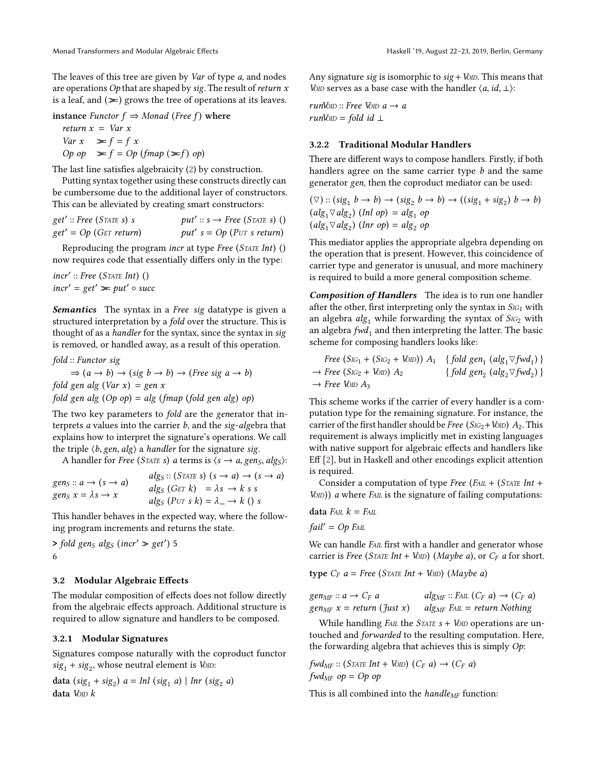The leaves of this tree are given by *Var* of type *a*, and nodes are operations *Op* that are shaped by *sig*. The result of *return x* is a leaf, and (≫=) grows the tree of operations at its leaves.

```
instance Functor f ⇒ Monad (Free f) where
  return x = Var x
  Var x  ≫= f = f x
  Op op  ≫= f = Op (fmap (≫=f) op)
```

The last line satisfies algebraicity (2) by construction.

Putting syntax together using these constructs directly can be cumbersome due to the additional layer of constructors. This can be alleviated by creating smart constructors:

```
get' :: Free (State s) s          put' :: s → Free (State s) ()
get' = Op (Get return)            put' s = Op (Put s return)
```

Reproducing the program *incr* at type *Free* (State *Int*) () now requires code that essentially differs only in the type:

```
incr' :: Free (State Int) ()
incr' = get' ≫= put' ∘ succ
```

***Semantics*** The syntax in a *Free sig* datatype is given a structured interpretation by a *fold* over the structure. This is thought of as a *handler* for the syntax, since the syntax in *sig* is removed, or handled away, as a result of this operation.

```
fold :: Functor sig
     ⇒ (a → b) → (sig b → b) → (Free sig a → b)
fold gen alg (Var x) = gen x
fold gen alg (Op op) = alg (fmap (fold gen alg) op)
```

The two key parameters to *fold* are the *gen*erator that interprets *a* values into the carrier *b*, and the *sig*-*alg*ebra that explains how to interpret the signature's operations. We call the triple $\langle b, gen, alg \rangle$ a *handler* for the signature *sig*.

A handler for *Free* (State *s*) *a* terms is $\langle s \to a, gen_S, alg_S \rangle$:

```
gen_S :: a → (s → a)        alg_S :: (State s) (s → a) → (s → a)
gen_S x = λs → x            alg_S (Get k)   = λs → k s s
                            alg_S (Put s k) = λ_ → k () s
```

This handler behaves in the expected way, where the following program increments and returns the state.

```
> fold gen_S alg_S (incr' ≫ get') 5
6
```

## 3.2 Modular Algebraic Effects

The modular composition of effects does not follow directly from the algebraic effects approach. Additional structure is required to allow signature and handlers to be composed.

### 3.2.1 Modular Signatures

Signatures compose naturally with the coproduct functor $sig_1 + sig_2$, whose neutral element is Void:

```
data (sig1 + sig2) a = Inl (sig1 a) | Inr (sig2 a)
data Void k
```

Any signature *sig* is isomorphic to *sig* + Void. This means that Void serves as a base case with the handler $\langle a, id, \bot \rangle$:

```
runVoid :: Free Void a → a
runVoid = fold id ⊥
```

### 3.2.2 Traditional Modular Handlers

There are different ways to compose handlers. Firstly, if both handlers agree on the same carrier type *b* and the same generator *gen*, then the coproduct mediator can be used:

```
(▽) :: (sig1 b → b) → (sig2 b → b) → ((sig1 + sig2) b → b)
(alg1 ▽ alg2) (Inl op) = alg1 op
(alg1 ▽ alg2) (Inr op) = alg2 op
```

This mediator applies the appropriate algebra depending on the operation that is present. However, this coincidence of carrier type and generator is unusual, and more machinery is required to build a more general composition scheme.

***Composition of Handlers*** The idea is to run one handler after the other, first interpreting only the syntax in $Sig_1$ with an algebra $alg_1$ while forwarding the syntax of $Sig_2$ with an algebra $fwd_1$ and then interpreting the latter. The basic scheme for composing handlers looks like:

```
  Free (Sig1 + (Sig2 + Void)) A1   { fold gen1 (alg1 ▽ fwd1) }
→ Free (Sig2 + Void) A2            { fold gen2 (alg2 ▽ fwd2) }
→ Free Void A3
```

This scheme works if the carrier of every handler is a computation type for the remaining signature. For instance, the carrier of the first handler should be *Free* ($Sig_2$ + Void) $A_2$. This requirement is always implicitly met in existing languages with native support for algebraic effects and handlers like Eff [2], but in Haskell and other encodings explicit attention is required.

Consider a computation of type *Free* (Fail + (State *Int* + Void)) *a* where Fail is the signature of failing computations:

```
data Fail k = Fail
fail' = Op Fail
```

We can handle Fail first with a handler and generator whose carrier is *Free* (State *Int* + Void) (*Maybe a*), or $C_F$ *a* for short.

```
type C_F a = Free (State Int + Void) (Maybe a)

gen_MF :: a → C_F a             alg_MF :: Fail (C_F a) → (C_F a)
gen_MF x = return (Just x)      alg_MF Fail = return Nothing
```

While handling Fail the State *s* + Void operations are untouched and *forwarded* to the resulting computation. Here, the forwarding algebra that achieves this is simply *Op*:

```
fwd_MF :: (State Int + Void) (C_F a) → (C_F a)
fwd_MF op = Op op
```

This is all combined into the $handle_{MF}$ function: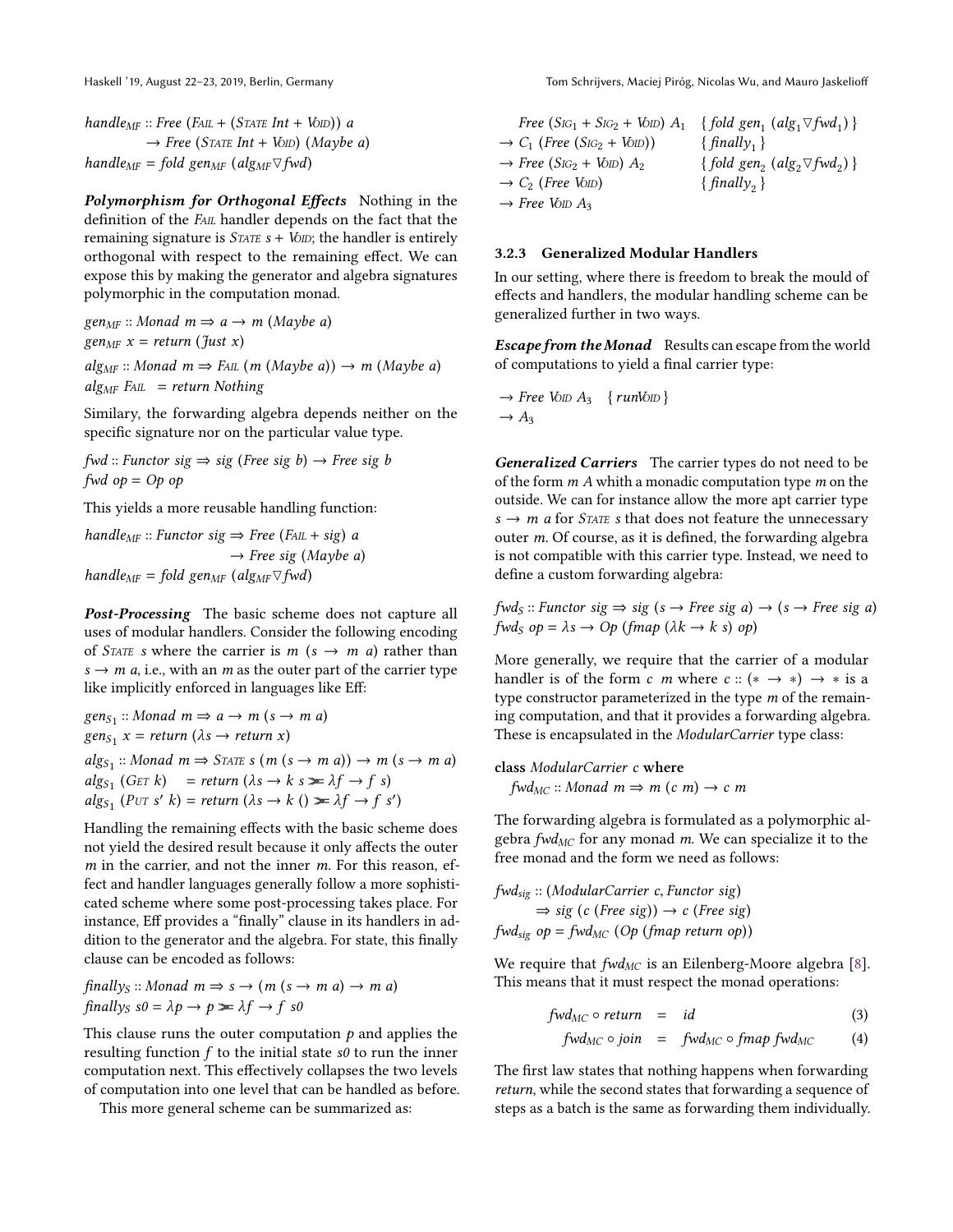$handle_{MF} :: Free\ (\text{FAIL} + (\text{STATE}\ Int + \text{VOID}))\ a$
$\quad\quad\to Free\ (\text{STATE}\ Int + \text{VOID})\ (Maybe\ a)$
$handle_{MF} = fold\ gen_{MF}\ (alg_{MF} \triangledown fwd)$

***Polymorphism for Orthogonal Effects*** Nothing in the definition of the FAIL handler depends on the fact that the remaining signature is STATE $s$ + VOID; the handler is entirely orthogonal with respect to the remaining effect. We can expose this by making the generator and algebra signatures polymorphic in the computation monad.

$gen_{MF} :: Monad\ m \Rightarrow a \to m\ (Maybe\ a)$
$gen_{MF}\ x = return\ (Just\ x)$

$alg_{MF} :: Monad\ m \Rightarrow \text{FAIL}\ (m\ (Maybe\ a)) \to m\ (Maybe\ a)$
$alg_{MF}\ \text{FAIL} \ \ = return\ Nothing$

Similary, the forwarding algebra depends neither on the specific signature nor on the particular value type.

$fwd :: Functor\ sig \Rightarrow sig\ (Free\ sig\ b) \to Free\ sig\ b$
$fwd\ op = Op\ op$

This yields a more reusable handling function:

$handle_{MF} :: Functor\ sig \Rightarrow Free\ (\text{FAIL} + sig)\ a$
$\quad\quad\quad\quad\quad\quad\to Free\ sig\ (Maybe\ a)$
$handle_{MF} = fold\ gen_{MF}\ (alg_{MF} \triangledown fwd)$

***Post-Processing*** The basic scheme does not capture all uses of modular handlers. Consider the following encoding of STATE $s$ where the carrier is $m\ (s \to m\ a)$ rather than $s \to m\ a$, i.e., with an $m$ as the outer part of the carrier type like implicitly enforced in languages like Eff:

$gen_{S_1} :: Monad\ m \Rightarrow a \to m\ (s \to m\ a)$
$gen_{S_1}\ x = return\ (\lambda s \to return\ x)$

$alg_{S_1} :: Monad\ m \Rightarrow \text{STATE}\ s\ (m\ (s \to m\ a)) \to m\ (s \to m\ a)$
$alg_{S_1}\ (\text{GET}\ k) \quad = return\ (\lambda s \to k\ s \gg\!\!= \lambda f \to f\ s)$
$alg_{S_1}\ (\text{PUT}\ s'\ k) = return\ (\lambda s \to k\ () \gg\!\!= \lambda f \to f\ s')$

Handling the remaining effects with the basic scheme does not yield the desired result because it only affects the outer $m$ in the carrier, and not the inner $m$. For this reason, effect and handler languages generally follow a more sophisticated scheme where some post-processing takes place. For instance, Eff provides a "finally" clause in its handlers in addition to the generator and the algebra. For state, this finally clause can be encoded as follows:

$finally_S :: Monad\ m \Rightarrow s \to (m\ (s \to m\ a) \to m\ a)$
$finally_S\ s0 = \lambda p \to p \gg\!\!= \lambda f \to f\ s0$

This clause runs the outer computation $p$ and applies the resulting function $f$ to the initial state $s0$ to run the inner computation next. This effectively collapses the two levels of computation into one level that can be handled as before.

This more general scheme can be summarized as:

| | |
|---|---|
| $Free\ (\text{SIG}_1 + \text{SIG}_2 + \text{VOID})\ A_1$ | $\{ fold\ gen_1\ (alg_1 \triangledown fwd_1) \}$ |
| $\to C_1\ (Free\ (\text{SIG}_2 + \text{VOID}))$ | $\{ finally_1 \}$ |
| $\to Free\ (\text{SIG}_2 + \text{VOID})\ A_2$ | $\{ fold\ gen_2\ (alg_2 \triangledown fwd_2) \}$ |
| $\to C_2\ (Free\ \text{VOID})$ | $\{ finally_2 \}$ |
| $\to Free\ \text{VOID}\ A_3$ | |

### 3.2.3 Generalized Modular Handlers

In our setting, where there is freedom to break the mould of effects and handlers, the modular handling scheme can be generalized further in two ways.

***Escape from the Monad*** Results can escape from the world of computations to yield a final carrier type:

$\to Free\ \text{VOID}\ A_3 \quad \{ run\text{VOID} \}$
$\to A_3$

***Generalized Carriers*** The carrier types do not need to be of the form $m\ A$ whith a monadic computation type $m$ on the outside. We can for instance allow the more apt carrier type $s \to m\ a$ for STATE $s$ that does not feature the unnecessary outer $m$. Of course, as it is defined, the forwarding algebra is not compatible with this carrier type. Instead, we need to define a custom forwarding algebra:

$fwd_S :: Functor\ sig \Rightarrow sig\ (s \to Free\ sig\ a) \to (s \to Free\ sig\ a)$
$fwd_S\ op = \lambda s \to Op\ (fmap\ (\lambda k \to k\ s)\ op)$

More generally, we require that the carrier of a modular handler is of the form $c\ \ m$ where $c :: (* \to *) \to *$ is a type constructor parameterized in the type $m$ of the remaining computation, and that it provides a forwarding algebra. These is encapsulated in the *ModularCarrier* type class:

**class** *ModularCarrier c* **where**
$\quad fwd_{MC} :: Monad\ m \Rightarrow m\ (c\ m) \to c\ m$

The forwarding algebra is formulated as a polymorphic algebra $fwd_{MC}$ for any monad $m$. We can specialize it to the free monad and the form we need as follows:

$fwd_{sig} :: (ModularCarrier\ c, Functor\ sig)$
$\quad\quad\Rightarrow sig\ (c\ (Free\ sig)) \to c\ (Free\ sig)$
$fwd_{sig}\ op = fwd_{MC}\ (Op\ (fmap\ return\ op))$

We require that $fwd_{MC}$ is an Eilenberg-Moore algebra [8]. This means that it must respect the monad operations:

$$fwd_{MC} \circ return \quad = \quad id \tag{3}$$

$$fwd_{MC} \circ join \quad = \quad fwd_{MC} \circ fmap\ fwd_{MC} \tag{4}$$

The first law states that nothing happens when forwarding *return*, while the second states that forwarding a sequence of steps as a batch is the same as forwarding them individually.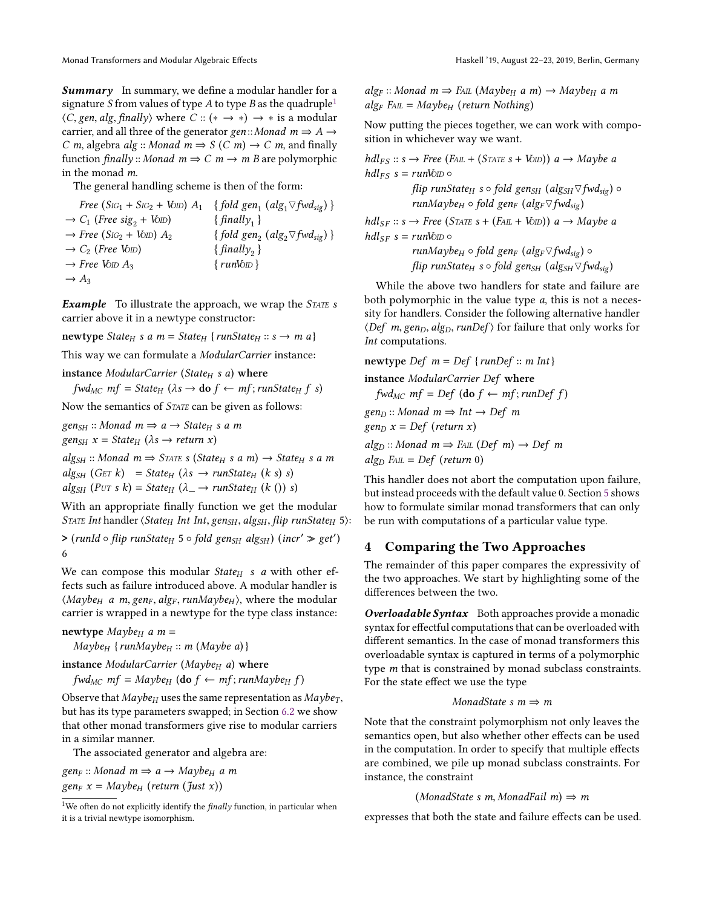***Summary*** In summary, we define a modular handler for a signature $S$ from values of type $A$ to type $B$ as the quadruple[1] $\langle C, gen, alg, finally\rangle$ where $C :: (* \to *) \to *$ is a modular carrier, and all three of the generator $gen :: Monad\ m \Rightarrow A \to C\ m$, algebra $alg :: Monad\ m \Rightarrow S\ (C\ m) \to C\ m$, and finally function $finally :: Monad\ m \Rightarrow C\ m \to m\ B$ are polymorphic in the monad $m$.

The general handling scheme is then of the form:

$$
\begin{array}{ll}
\quad Free\ (\mathit{Sig}_1 + \mathit{Sig}_2 + \mathit{Void})\ A_1 & \{ fold\ gen_1\ (alg_1 \triangledown fwd_{sig}) \} \\
\to C_1\ (Free\ sig_2 + \mathit{Void}) & \{ finally_1 \} \\
\to Free\ (\mathit{Sig}_2 + \mathit{Void})\ A_2 & \{ fold\ gen_2\ (alg_2 \triangledown fwd_{sig}) \} \\
\to C_2\ (Free\ \mathit{Void}) & \{ finally_2 \} \\
\to Free\ \mathit{Void}\ A_3 & \{ runVoid \} \\
\to A_3 &
\end{array}
$$

***Example*** To illustrate the approach, we wrap the $\mathit{State}\ s$ carrier above it in a newtype constructor:

$\textbf{newtype}\ State_H\ s\ a\ m = State_H\ \{runState_H :: s \to m\ a\}$

This way we can formulate a *ModularCarrier* instance:

$\textbf{instance}\ ModularCarrier\ (State_H\ s\ a)\ \textbf{where}$
$\quad fwd_{MC}\ mf = State_H\ (\lambda s \to \textbf{do}\ f \leftarrow mf; runState_H\ f\ s)$

Now the semantics of $\mathit{State}$ can be given as follows:

$gen_{SH} :: Monad\ m \Rightarrow a \to State_H\ s\ a\ m$
$gen_{SH}\ x = State_H\ (\lambda s \to return\ x)$

$alg_{SH} :: Monad\ m \Rightarrow \mathit{State}\ s\ (State_H\ s\ a\ m) \to State_H\ s\ a\ m$
$alg_{SH}\ (\mathit{Get}\ k) \quad = State_H\ (\lambda s\ \to runState_H\ (k\ s)\ s)$
$alg_{SH}\ (\mathit{Put}\ s\ k) = State_H\ (\lambda\_ \to runState_H\ (k\ ())\ s)$

With an appropriate finally function we get the modular $\mathit{State}\ Int$ handler $\langle State_H\ Int\ Int, gen_{SH}, alg_{SH}, flip\ runState_H\ 5\rangle$:

> $(runId \circ flip\ runState_H\ 5 \circ fold\ gen_{SH}\ alg_{SH})\ (incr' \gg get')$
> 6

We can compose this modular $State_H\ \ s\ \ a$ with other effects such as failure introduced above. A modular handler is $\langle Maybe_H\ \ a\ m, gen_F, alg_F, runMaybe_H\rangle$, where the modular carrier is wrapped in a newtype for the type class instance:

$\textbf{newtype}\ Maybe_H\ a\ m =$
$\quad Maybe_H\ \{runMaybe_H :: m\ (Maybe\ a)\}$

$\textbf{instance}\ ModularCarrier\ (Maybe_H\ a)\ \textbf{where}$
$\quad fwd_{MC}\ mf = Maybe_H\ (\textbf{do}\ f \leftarrow mf; runMaybe_H\ f)$

Observe that $Maybe_H$ uses the same representation as $Maybe_T$, but has its type parameters swapped; in Section 6.2 we show that other monad transformers give rise to modular carriers in a similar manner.

The associated generator and algebra are:

$gen_F :: Monad\ m \Rightarrow a \to Maybe_H\ a\ m$
$gen_F\ x = Maybe_H\ (return\ (Just\ x))$

$alg_F :: Monad\ m \Rightarrow \mathit{Fail}\ (Maybe_H\ a\ m) \to Maybe_H\ a\ m$
$alg_F\ \mathit{Fail} = Maybe_H\ (return\ Nothing)$

Now putting the pieces together, we can work with composition in whichever way we want.

$hdl_{FS} :: s \to Free\ (\mathit{Fail} + (\mathit{State}\ s + \mathit{Void}))\ a \to Maybe\ a$
$hdl_{FS}\ s = runVoid \circ$
$\qquad flip\ runState_H\ s \circ fold\ gen_{SH}\ (alg_{SH} \triangledown fwd_{sig}) \circ$
$\qquad runMaybe_H \circ fold\ gen_F\ (alg_F \triangledown fwd_{sig})$

$hdl_{SF} :: s \to Free\ (\mathit{State}\ s + (\mathit{Fail} + \mathit{Void}))\ a \to Maybe\ a$
$hdl_{SF}\ s = runVoid \circ$
$\qquad runMaybe_H \circ fold\ gen_F\ (alg_F \triangledown fwd_{sig}) \circ$
$\qquad flip\ runState_H\ s \circ fold\ gen_{SH}\ (alg_{SH} \triangledown fwd_{sig})$

While the above two handlers for state and failure are both polymorphic in the value type $a$, this is not a necessity for handlers. Consider the following alternative handler $\langle Def\ \ m, gen_D, alg_D, runDef\rangle$ for failure that only works for *Int* computations.

$\textbf{newtype}\ Def\ \ m = Def\ \{runDef :: m\ Int\}$

$\textbf{instance}\ ModularCarrier\ Def\ \ \textbf{where}$
$\quad fwd_{MC}\ mf = Def\ \ (\textbf{do}\ f \leftarrow mf; runDef\ f)$

$gen_D :: Monad\ m \Rightarrow Int \to Def\ \ m$
$gen_D\ x = Def\ \ (return\ x)$

$alg_D :: Monad\ m \Rightarrow \mathit{Fail}\ (Def\ \ m) \to Def\ \ m$
$alg_D\ \mathit{Fail} = Def\ \ (return\ 0)$

This handler does not abort the computation upon failure, but instead proceeds with the default value 0. Section 5 shows how to formulate similar monad transformers that can only be run with computations of a particular value type.

## 4 Comparing the Two Approaches

The remainder of this paper compares the expressivity of the two approaches. We start by highlighting some of the differences between the two.

***Overloadable Syntax*** Both approaches provide a monadic syntax for effectful computations that can be overloaded with different semantics. In the case of monad transformers this overloadable syntax is captured in terms of a polymorphic type $m$ that is constrained by monad subclass constraints. For the state effect we use the type

$$MonadState\ s\ m \Rightarrow m$$

Note that the constraint polymorphism not only leaves the semantics open, but also whether other effects can be used in the computation. In order to specify that multiple effects are combined, we pile up monad subclass constraints. For instance, the constraint

$$(MonadState\ s\ m, MonadFail\ m) \Rightarrow m$$

expresses that both the state and failure effects can be used.

[1] We often do not explicitly identify the *finally* function, in particular when it is a trivial newtype isomorphism.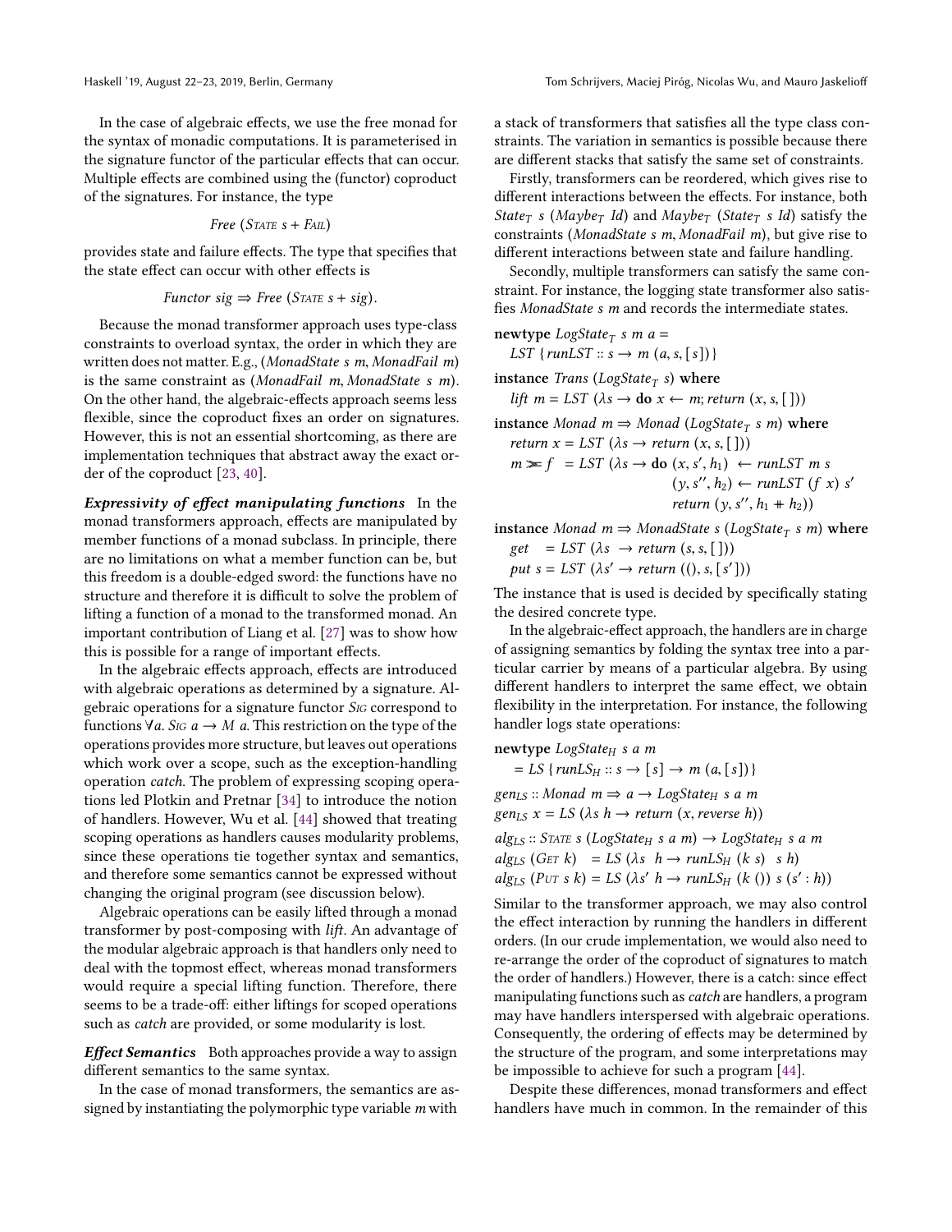In the case of algebraic effects, we use the free monad for the syntax of monadic computations. It is parameterised in the signature functor of the particular effects that can occur. Multiple effects are combined using the (functor) coproduct of the signatures. For instance, the type

$$\mathit{Free}\ (\textsc{State}\ s + \textsc{Fail})$$

provides state and failure effects. The type that specifies that the state effect can occur with other effects is

$$\mathit{Functor}\ \mathit{sig} \Rightarrow \mathit{Free}\ (\textsc{State}\ s + \mathit{sig}).$$

Because the monad transformer approach uses type-class constraints to overload syntax, the order in which they are written does not matter. E.g., (*MonadState s m*, *MonadFail m*) is the same constraint as (*MonadFail m*, *MonadState s m*). On the other hand, the algebraic-effects approach seems less flexible, since the coproduct fixes an order on signatures. However, this is not an essential shortcoming, as there are implementation techniques that abstract away the exact order of the coproduct [23, 40].

***Expressivity of effect manipulating functions*** In the monad transformers approach, effects are manipulated by member functions of a monad subclass. In principle, there are no limitations on what a member function can be, but this freedom is a double-edged sword: the functions have no structure and therefore it is difficult to solve the problem of lifting a function of a monad to the transformed monad. An important contribution of Liang et al. [27] was to show how this is possible for a range of important effects.

In the algebraic effects approach, effects are introduced with algebraic operations as determined by a signature. Algebraic operations for a signature functor $\textsc{Sig}$ correspond to functions $\forall a.\ \textsc{Sig}\ a \to M\ a$. This restriction on the type of the operations provides more structure, but leaves out operations which work over a scope, such as the exception-handling operation *catch*. The problem of expressing scoping operations led Plotkin and Pretnar [34] to introduce the notion of handlers. However, Wu et al. [44] showed that treating scoping operations as handlers causes modularity problems, since these operations tie together syntax and semantics, and therefore some semantics cannot be expressed without changing the original program (see discussion below).

Algebraic operations can be easily lifted through a monad transformer by post-composing with *lift*. An advantage of the modular algebraic approach is that handlers only need to deal with the topmost effect, whereas monad transformers would require a special lifting function. Therefore, there seems to be a trade-off: either liftings for scoped operations such as *catch* are provided, or some modularity is lost.

***Effect Semantics*** Both approaches provide a way to assign different semantics to the same syntax.

In the case of monad transformers, the semantics are assigned by instantiating the polymorphic type variable *m* with a stack of transformers that satisfies all the type class constraints. The variation in semantics is possible because there are different stacks that satisfy the same set of constraints.

Firstly, transformers can be reordered, which gives rise to different interactions between the effects. For instance, both $\mathit{State}_T\ s\ (\mathit{Maybe}_T\ \mathit{Id})$ and $\mathit{Maybe}_T\ (\mathit{State}_T\ s\ \mathit{Id})$ satisfy the constraints (*MonadState s m*, *MonadFail m*), but give rise to different interactions between state and failure handling.

Secondly, multiple transformers can satisfy the same constraint. For instance, the logging state transformer also satisfies *MonadState s m* and records the intermediate states.

```
newtype LogState_T s m a =
  LST {runLST :: s → m (a, s, [s])}
instance Trans (LogState_T s) where
  lift m = LST (λs → do x ← m; return (x, s, [ ]))
instance Monad m ⇒ Monad (LogState_T s m) where
  return x = LST (λs → return (x, s, [ ]))
  m >>= f  = LST (λs → do (x, s′, h1) ← runLST m s
                          (y, s″, h2) ← runLST (f x) s′
                          return (y, s″, h1 ++ h2))
instance Monad m ⇒ MonadState s (LogState_T s m) where
  get   = LST (λs  → return (s, s, [ ]))
  put s = LST (λs′ → return ((), s, [s′]))
```

The instance that is used is decided by specifically stating the desired concrete type.

In the algebraic-effect approach, the handlers are in charge of assigning semantics by folding the syntax tree into a particular carrier by means of a particular algebra. By using different handlers to interpret the same effect, we obtain flexibility in the interpretation. For instance, the following handler logs state operations:

```
newtype LogState_H s a m
  = LS {runLS_H :: s → [s] → m (a, [s])}
gen_LS :: Monad m ⇒ a → LogState_H s a m
gen_LS x = LS (λs h → return (x, reverse h))
alg_LS :: State s (LogState_H s a m) → LogState_H s a m
alg_LS (Get k)   = LS (λs  h → runLS_H (k s)  s h)
alg_LS (Put s k) = LS (λs′ h → runLS_H (k ()) s (s′ : h))
```

Similar to the transformer approach, we may also control the effect interaction by running the handlers in different orders. (In our crude implementation, we would also need to re-arrange the order of the coproduct of signatures to match the order of handlers.) However, there is a catch: since effect manipulating functions such as *catch* are handlers, a program may have handlers interspersed with algebraic operations. Consequently, the ordering of effects may be determined by the structure of the program, and some interpretations may be impossible to achieve for such a program [44].

Despite these differences, monad transformers and effect handlers have much in common. In the remainder of this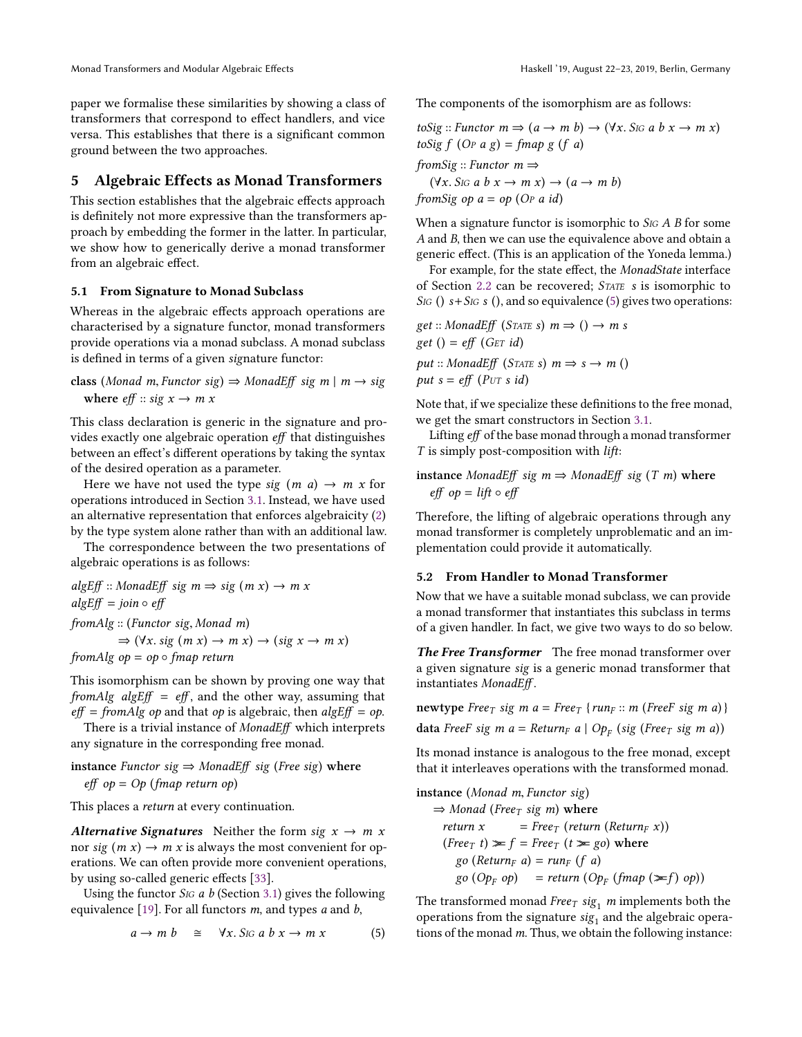paper we formalise these similarities by showing a class of transformers that correspond to effect handlers, and vice versa. This establishes that there is a significant common ground between the two approaches.

## 5 Algebraic Effects as Monad Transformers

This section establishes that the algebraic effects approach is definitely not more expressive than the transformers approach by embedding the former in the latter. In particular, we show how to generically derive a monad transformer from an algebraic effect.

### 5.1 From Signature to Monad Subclass

Whereas in the algebraic effects approach operations are characterised by a signature functor, monad transformers provide operations via a monad subclass. A monad subclass is defined in terms of a given *sig*nature functor:

```
class (Monad m, Functor sig) ⇒ MonadEff sig m | m → sig
  where eff :: sig x → m x
```

This class declaration is generic in the signature and provides exactly one algebraic operation *eff* that distinguishes between an effect's different operations by taking the syntax of the desired operation as a parameter.

Here we have not used the type $sig\ (m\ a) \rightarrow m\ x$ for operations introduced in Section 3.1. Instead, we have used an alternative representation that enforces algebraicity (2) by the type system alone rather than with an additional law.

The correspondence between the two presentations of algebraic operations is as follows:

```
algEff :: MonadEff sig m ⇒ sig (m x) → m x
algEff = join ∘ eff
fromAlg :: (Functor sig, Monad m)
        ⇒ (∀x. sig (m x) → m x) → (sig x → m x)
fromAlg op = op ∘ fmap return
```

This isomorphism can be shown by proving one way that *fromAlg algEff* = *eff*, and the other way, assuming that *eff* = *fromAlg op* and that *op* is algebraic, then *algEff* = *op*.

There is a trivial instance of *MonadEff* which interprets any signature in the corresponding free monad.

```
instance Functor sig ⇒ MonadEff sig (Free sig) where
  eff op = Op (fmap return op)
```

This places a *return* at every continuation.

***Alternative Signatures*** Neither the form $sig\ x \rightarrow m\ x$ nor $sig\ (m\ x) \rightarrow m\ x$ is always the most convenient for operations. We can often provide more convenient operations, by using so-called generic effects [33].

Using the functor *Sig a b* (Section 3.1) gives the following equivalence [19]. For all functors *m*, and types *a* and *b*,

$$a \rightarrow m\ b \quad \cong \quad \forall x.\, \textsc{Sig}\ a\ b\ x \rightarrow m\ x \tag{5}$$

The components of the isomorphism are as follows:

```
toSig :: Functor m ⇒ (a → m b) → (∀x. Sig a b x → m x)
toSig f (Op a g) = fmap g (f a)
fromSig :: Functor m ⇒
  (∀x. Sig a b x → m x) → (a → m b)
fromSig op a = op (Op a id)
```

When a signature functor is isomorphic to *Sig A B* for some *A* and *B*, then we can use the equivalence above and obtain a generic effect. (This is an application of the Yoneda lemma.)

For example, for the state effect, the *MonadState* interface of Section 2.2 can be recovered; *State s* is isomorphic to *Sig* () *s* + *Sig s* (), and so equivalence (5) gives two operations:

```
get :: MonadEff (State s) m ⇒ () → m s
get () = eff (Get id)
put :: MonadEff (State s) m ⇒ s → m ()
put s = eff (Put s id)
```

Note that, if we specialize these definitions to the free monad, we get the smart constructors in Section 3.1.

Lifting *eff* of the base monad through a monad transformer *T* is simply post-composition with *lift*:

```
instance MonadEff sig m ⇒ MonadEff sig (T m) where
  eff op = lift ∘ eff
```

Therefore, the lifting of algebraic operations through any monad transformer is completely unproblematic and an implementation could provide it automatically.

### 5.2 From Handler to Monad Transformer

Now that we have a suitable monad subclass, we can provide a monad transformer that instantiates this subclass in terms of a given handler. In fact, we give two ways to do so below.

***The Free Transformer*** The free monad transformer over a given signature *sig* is a generic monad transformer that instantiates *MonadEff*.

```
newtype Free_T sig m a = Free_T {run_F :: m (FreeF sig m a)}
data FreeF sig m a = Return_F a | Op_F (sig (Free_T sig m a))
```

Its monad instance is analogous to the free monad, except that it interleaves operations with the transformed monad.

```
instance (Monad m, Functor sig)
  ⇒ Monad (Free_T sig m) where
    return x        = Free_T (return (Return_F x))
    (Free_T t) >>= f = Free_T (t >>= go) where
      go (Return_F a) = run_F (f a)
      go (Op_F op)    = return (Op_F (fmap (>>=f) op))
```

The transformed monad $Free_T\ sig_1\ m$ implements both the operations from the signature $sig_1$ and the algebraic operations of the monad *m*. Thus, we obtain the following instance: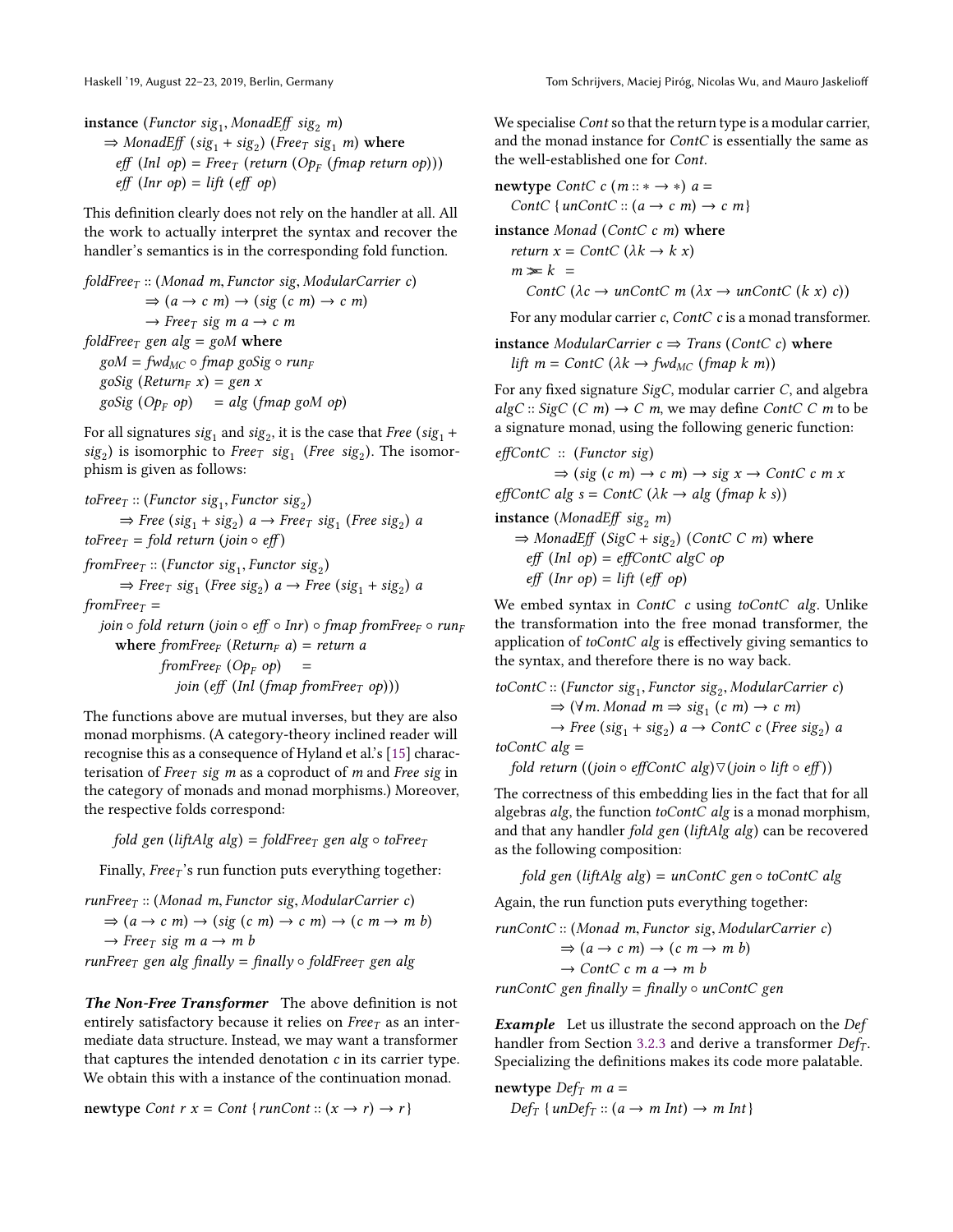```haskell
instance (Functor sig₁, MonadEff sig₂ m)
    ⇒ MonadEff (sig₁ + sig₂) (Free_T sig₁ m) where
  eff (Inl op) = Free_T (return (Op_F (fmap return op)))
  eff (Inr op) = lift (eff op)
```

This definition clearly does not rely on the handler at all. All the work to actually interpret the syntax and recover the handler's semantics is in the corresponding fold function.

```haskell
foldFree_T :: (Monad m, Functor sig, ModularCarrier c)
           ⇒ (a → c m) → (sig (c m) → c m)
           → Free_T sig m a → c m
foldFree_T gen alg = goM where
  goM = fwd_MC ∘ fmap goSig ∘ run_F
  goSig (Return_F x) = gen x
  goSig (Op_F op)    = alg (fmap goM op)
```

For all signatures $sig_1$ and $sig_2$, it is the case that $Free\ (sig_1 + sig_2)$ is isomorphic to $Free_T\ \ sig_1\ \ (Free\ \ sig_2)$. The isomorphism is given as follows:

```haskell
toFree_T :: (Functor sig₁, Functor sig₂)
     ⇒ Free (sig₁ + sig₂) a → Free_T sig₁ (Free sig₂) a
toFree_T = fold return (join ∘ eff)

fromFree_T :: (Functor sig₁, Functor sig₂)
     ⇒ Free_T sig₁ (Free sig₂) a → Free (sig₁ + sig₂) a
fromFree_T =
  join ∘ fold return (join ∘ eff ∘ Inr) ∘ fmap fromFree_F ∘ run_F
    where fromFree_F (Return_F a) = return a
          fromFree_F (Op_F op)    =
            join (eff (Inl (fmap fromFree_T op)))
```

The functions above are mutual inverses, but they are also monad morphisms. (A category-theory inclined reader will recognise this as a consequence of Hyland et al.'s [15] characterisation of $Free_T\ sig\ m$ as a coproduct of $m$ and $Free\ sig$ in the category of monads and monad morphisms.) Moreover, the respective folds correspond:

$$fold\ gen\ (liftAlg\ alg) = foldFree_T\ gen\ alg \circ toFree_T$$

Finally, $Free_T$'s run function puts everything together:

```haskell
runFree_T :: (Monad m, Functor sig, ModularCarrier c)
  ⇒ (a → c m) → (sig (c m) → c m) → (c m → m b)
  → Free_T sig m a → m b
runFree_T gen alg finally = finally ∘ foldFree_T gen alg
```

***The Non-Free Transformer*** The above definition is not entirely satisfactory because it relies on $Free_T$ as an intermediate data structure. Instead, we may want a transformer that captures the intended denotation $c$ in its carrier type. We obtain this with a instance of the continuation monad.

```haskell
newtype Cont r x = Cont {runCont :: (x → r) → r}
```

We specialise *Cont* so that the return type is a modular carrier, and the monad instance for *ContC* is essentially the same as the well-established one for *Cont*.

```haskell
newtype ContC c (m :: * → *) a =
  ContC {unContC :: (a → c m) → c m}

instance Monad (ContC c m) where
  return x = ContC (λk → k x)
  m >>= k  =
    ContC (λc → unContC m (λx → unContC (k x) c))
```

For any modular carrier $c$, $ContC\ c$ is a monad transformer.

```haskell
instance ModularCarrier c ⇒ Trans (ContC c) where
  lift m = ContC (λk → fwd_MC (fmap k m))
```

For any fixed signature *SigC*, modular carrier $C$, and algebra $algC :: SigC\ (C\ m) \to C\ m$, we may define $ContC\ C\ m$ to be a signature monad, using the following generic function:

```haskell
effContC :: (Functor sig)
         ⇒ (sig (c m) → c m) → sig x → ContC c m x
effContC alg s = ContC (λk → alg (fmap k s))

instance (MonadEff sig₂ m)
  ⇒ MonadEff (SigC + sig₂) (ContC C m) where
  eff (Inl op) = effContC algC op
  eff (Inr op) = lift (eff op)
```

We embed syntax in $ContC\ \ c$ using $toContC\ \ alg$. Unlike the transformation into the free monad transformer, the application of $toContC\ alg$ is effectively giving semantics to the syntax, and therefore there is no way back.

```haskell
toContC :: (Functor sig₁, Functor sig₂, ModularCarrier c)
        ⇒ (∀m. Monad m ⇒ sig₁ (c m) → c m)
        → Free (sig₁ + sig₂) a → ContC c (Free sig₂) a
toContC alg =
  fold return ((join ∘ effContC alg) ▽ (join ∘ lift ∘ eff))
```

The correctness of this embedding lies in the fact that for all algebras *alg*, the function $toContC\ alg$ is a monad morphism, and that any handler $fold\ gen\ (liftAlg\ alg)$ can be recovered as the following composition:

$$fold\ gen\ (liftAlg\ alg) = unContC\ gen \circ toContC\ alg$$

Again, the run function puts everything together:

```haskell
runContC :: (Monad m, Functor sig, ModularCarrier c)
         ⇒ (a → c m) → (c m → m b)
         → ContC c m a → m b
runContC gen finally = finally ∘ unContC gen
```

***Example*** Let us illustrate the second approach on the *Def* handler from Section 3.2.3 and derive a transformer $Def_T$. Specializing the definitions makes its code more palatable.

```haskell
newtype Def_T m a =
  Def_T {unDef_T :: (a → m Int) → m Int}
```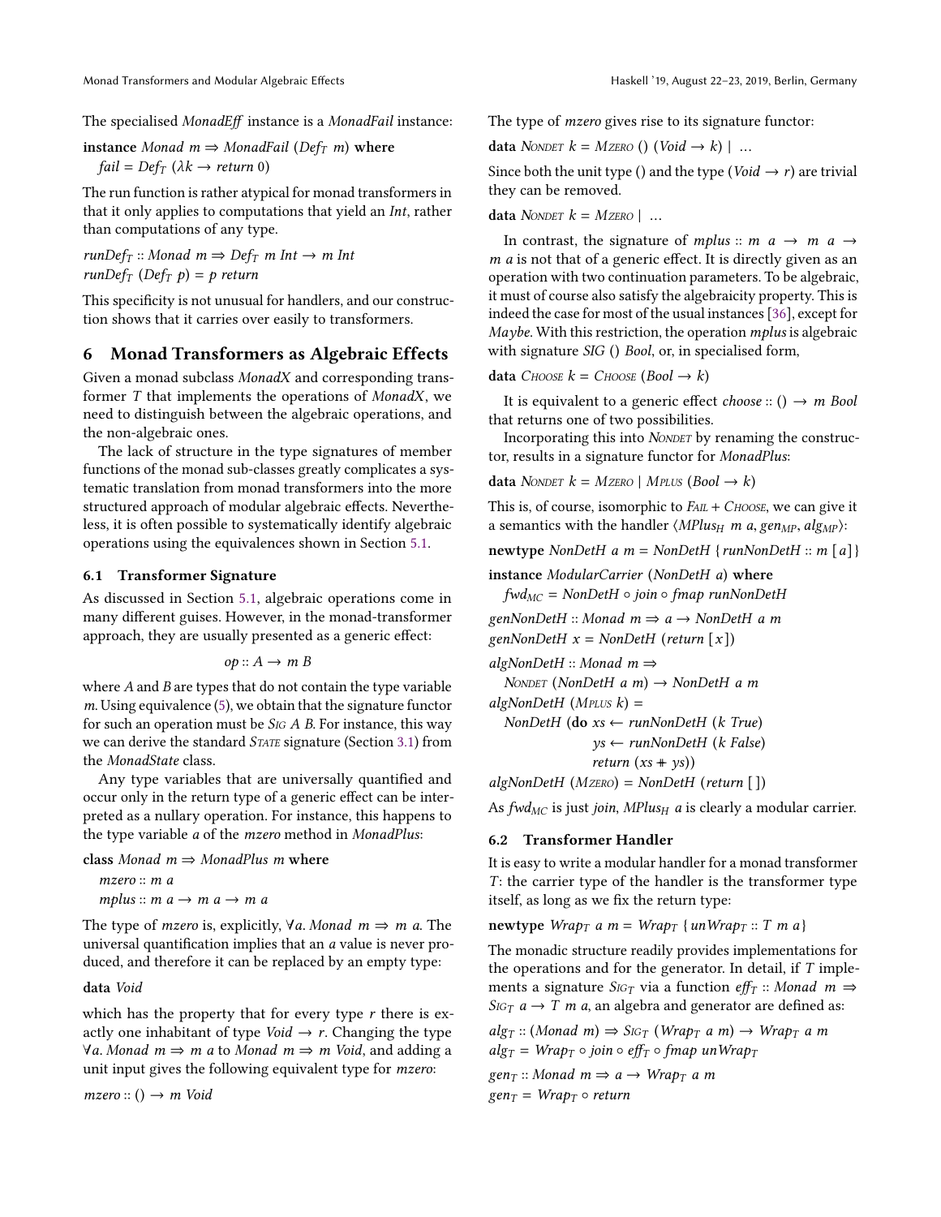The specialised *MonadEff* instance is a *MonadFail* instance:

```
instance Monad m ⇒ MonadFail (Def_T m) where
  fail = Def_T (λk → return 0)
```

The run function is rather atypical for monad transformers in that it only applies to computations that yield an *Int*, rather than computations of any type.

```
runDef_T :: Monad m ⇒ Def_T m Int → m Int
runDef_T (Def_T p) = p return
```

This specificity is not unusual for handlers, and our construction shows that it carries over easily to transformers.

## 6 Monad Transformers as Algebraic Effects

Given a monad subclass *MonadX* and corresponding transformer *T* that implements the operations of *MonadX*, we need to distinguish between the algebraic operations, and the non-algebraic ones.

The lack of structure in the type signatures of member functions of the monad sub-classes greatly complicates a systematic translation from monad transformers into the more structured approach of modular algebraic effects. Nevertheless, it is often possible to systematically identify algebraic operations using the equivalences shown in Section 5.1.

### 6.1 Transformer Signature

As discussed in Section 5.1, algebraic operations come in many different guises. However, in the monad-transformer approach, they are usually presented as a generic effect:

$$op :: A \to m\ B$$

where *A* and *B* are types that do not contain the type variable *m*. Using equivalence (5), we obtain that the signature functor for such an operation must be *Sig A B*. For instance, this way we can derive the standard *State* signature (Section 3.1) from the *MonadState* class.

Any type variables that are universally quantified and occur only in the return type of a generic effect can be interpreted as a nullary operation. For instance, this happens to the type variable *a* of the *mzero* method in *MonadPlus*:

```
class Monad m ⇒ MonadPlus m where
  mzero :: m a
  mplus :: m a → m a → m a
```

The type of *mzero* is, explicitly, $\forall a.\ Monad\ m \Rightarrow m\ a$. The universal quantification implies that an *a* value is never produced, and therefore it can be replaced by an empty type:

```
data Void
```

which has the property that for every type *r* there is exactly one inhabitant of type *Void* → *r*. Changing the type ∀*a*. *Monad m* ⇒ *m a* to *Monad m* ⇒ *m Void*, and adding a unit input gives the following equivalent type for *mzero*:

```
mzero :: () → m Void
```

The type of *mzero* gives rise to its signature functor:

```
data NonDet k = MZero () (Void → k) | ...
```

Since both the unit type () and the type (*Void* → *r*) are trivial they can be removed.

```
data NonDet k = MZero | ...
```

In contrast, the signature of *mplus* :: *m a* → *m a* → *m a* is not that of a generic effect. It is directly given as an operation with two continuation parameters. To be algebraic, it must of course also satisfy the algebraicity property. This is indeed the case for most of the usual instances [36], except for *Maybe*. With this restriction, the operation *mplus* is algebraic with signature *SIG* () *Bool*, or, in specialised form,

```
data Choose k = Choose (Bool → k)
```

It is equivalent to a generic effect *choose* :: () → *m Bool* that returns one of two possibilities.

Incorporating this into *NonDet* by renaming the constructor, results in a signature functor for *MonadPlus*:

```
data NonDet k = MZero | MPlus (Bool → k)
```

This is, of course, isomorphic to *Fail* + *Choose*, we can give it a semantics with the handler $\langle MPlus_H\ m\ a, gen_{MP}, alg_{MP}\rangle$:

```
newtype NonDetH a m = NonDetH {runNonDetH :: m [a]}

instance ModularCarrier (NonDetH a) where
  fwd_MC = NonDetH ∘ join ∘ fmap runNonDetH

genNonDetH :: Monad m ⇒ a → NonDetH a m
genNonDetH x = NonDetH (return [x])

algNonDetH :: Monad m ⇒
  NonDet (NonDetH a m) → NonDetH a m
algNonDetH (MPlus k) =
  NonDetH (do xs ← runNonDetH (k True)
              ys ← runNonDetH (k False)
              return (xs ++ ys))
algNonDetH (MZero) = NonDetH (return [ ])
```

As $fwd_{MC}$ is just *join*, $MPlus_H\ a$ is clearly a modular carrier.

### 6.2 Transformer Handler

It is easy to write a modular handler for a monad transformer *T*: the carrier type of the handler is the transformer type itself, as long as we fix the return type:

```
newtype Wrap_T a m = Wrap_T {unWrap_T :: T m a}
```

The monadic structure readily provides implementations for the operations and for the generator. In detail, if *T* implements a signature $Sig_T$ via a function $eff_T$ :: *Monad m* ⇒ $Sig_T$ *a* → *T m a*, an algebra and generator are defined as:

```
alg_T :: (Monad m) ⇒ Sig_T (Wrap_T a m) → Wrap_T a m
alg_T = Wrap_T ∘ join ∘ eff_T ∘ fmap unWrap_T

gen_T :: Monad m ⇒ a → Wrap_T a m
gen_T = Wrap_T ∘ return
```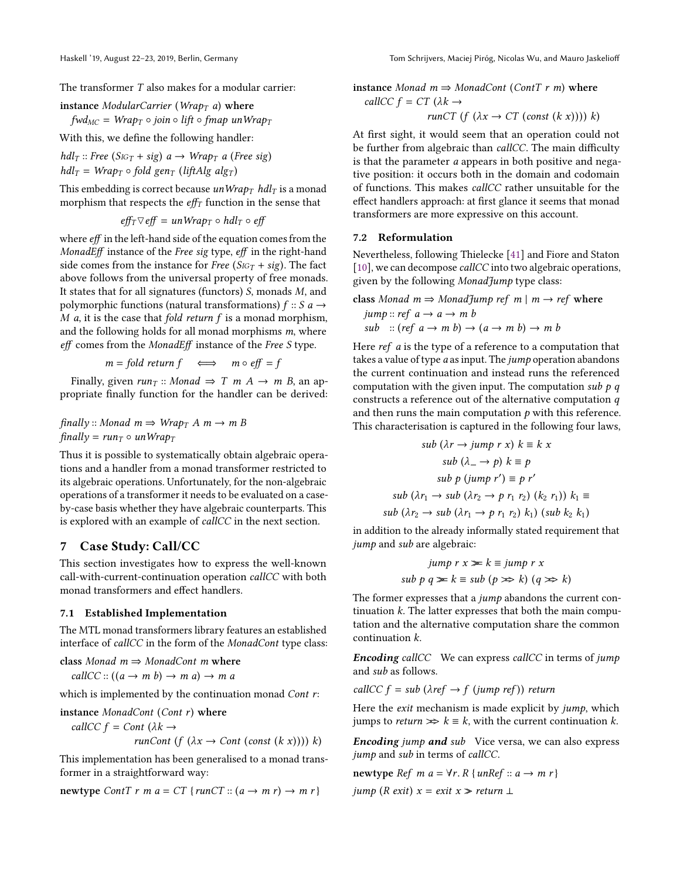The transformer $T$ also makes for a modular carrier:

```
instance ModularCarrier (Wrap_T a) where
  fwd_MC = Wrap_T ∘ join ∘ lift ∘ fmap unWrap_T
```

With this, we define the following handler:

```
hdl_T :: Free (Sig_T + sig) a → Wrap_T a (Free sig)
hdl_T = Wrap_T ∘ fold gen_T (liftAlg alg_T)
```

This embedding is correct because $unWrap_T\ hdl_T$ is a monad morphism that respects the $eff_T$ function in the sense that

$$eff_T \triangledown eff = unWrap_T \circ hdl_T \circ eff$$

where *eff* in the left-hand side of the equation comes from the *MonadEff* instance of the *Free sig* type, *eff* in the right-hand side comes from the instance for *Free* ($Sig_T$ + *sig*). The fact above follows from the universal property of free monads. It states that for all signatures (functors) $S$, monads $M$, and polymorphic functions (natural transformations) $f :: S\ a \to M\ a$, it is the case that *fold return f* is a monad morphism, and the following holds for all monad morphisms $m$, where *eff* comes from the *MonadEff* instance of the *Free S* type.

$$m = fold\ return\ f \iff m \circ eff = f$$

Finally, given $run_T :: Monad \Rightarrow T\ m\ A \to m\ B$, an appropriate finally function for the handler can be derived:

```
finally :: Monad m ⇒ Wrap_T A m → m B
finally = run_T ∘ unWrap_T
```

Thus it is possible to systematically obtain algebraic operations and a handler from a monad transformer restricted to its algebraic operations. Unfortunately, for the non-algebraic operations of a transformer it needs to be evaluated on a case-by-case basis whether they have algebraic counterparts. This is explored with an example of *callCC* in the next section.

# 7 Case Study: Call/CC

This section investigates how to express the well-known call-with-current-continuation operation *callCC* with both monad transformers and effect handlers.

## 7.1 Established Implementation

The MTL monad transformers library features an established interface of *callCC* in the form of the *MonadCont* type class:

```
class Monad m ⇒ MonadCont m where
  callCC :: ((a → m b) → m a) → m a
```

which is implemented by the continuation monad *Cont r*:

```
instance MonadCont (Cont r) where
  callCC f = Cont (λk →
               runCont (f (λx → Cont (const (k x)))) k)
```

This implementation has been generalised to a monad transformer in a straightforward way:

```
newtype ContT r m a = CT {runCT :: (a → m r) → m r}

instance Monad m ⇒ MonadCont (ContT r m) where
  callCC f = CT (λk →
               runCT (f (λx → CT (const (k x)))) k)
```

At first sight, it would seem that an operation could not be further from algebraic than *callCC*. The main difficulty is that the parameter $a$ appears in both positive and negative position: it occurs both in the domain and codomain of functions. This makes *callCC* rather unsuitable for the effect handlers approach: at first glance it seems that monad transformers are more expressive on this account.

## 7.2 Reformulation

Nevertheless, following Thielecke [41] and Fiore and Staton [10], we can decompose *callCC* into two algebraic operations, given by the following *MonadJump* type class:

```
class Monad m ⇒ MonadJump ref m | m → ref where
  jump :: ref a → a → m b
  sub  :: (ref a → m b) → (a → m b) → m b
```

Here *ref a* is the type of a reference to a computation that takes a value of type $a$ as input. The *jump* operation abandons the current continuation and instead runs the referenced computation with the given input. The computation *sub p q* constructs a reference out of the alternative computation $q$ and then runs the main computation $p$ with this reference. This characterisation is captured in the following four laws,

$$sub\ (\lambda r \to jump\ r\ x)\ k \equiv k\ x$$
$$sub\ (\lambda\_ \to p)\ k \equiv p$$
$$sub\ p\ (jump\ r') \equiv p\ r'$$
$$sub\ (\lambda r_1 \to sub\ (\lambda r_2 \to p\ r_1\ r_2)\ (k_2\ r_1))\ k_1 \equiv$$
$$sub\ (\lambda r_2 \to sub\ (\lambda r_1 \to p\ r_1\ r_2)\ k_1)\ (sub\ k_2\ k_1)$$

in addition to the already informally stated requirement that *jump* and *sub* are algebraic:

$$jump\ r\ x \gg\!= k \equiv jump\ r\ x$$
$$sub\ p\ q \gg\!= k \equiv sub\ (p \ggg k)\ (q \ggg k)$$

The former expresses that a *jump* abandons the current continuation $k$. The latter expresses that both the main computation and the alternative computation share the common continuation $k$.

***Encoding*** *callCC* We can express *callCC* in terms of *jump* and *sub* as follows.

```
callCC f = sub (λref → f (jump ref)) return
```

Here the *exit* mechanism is made explicit by *jump*, which jumps to $return \ggg k \equiv k$, with the current continuation $k$.

***Encoding*** *jump* ***and*** *sub* Vice versa, we can also express *jump* and *sub* in terms of *callCC*.

```
newtype Ref m a = ∀r. R {unRef :: a → m r}
jump (R exit) x = exit x ≫ return ⊥
```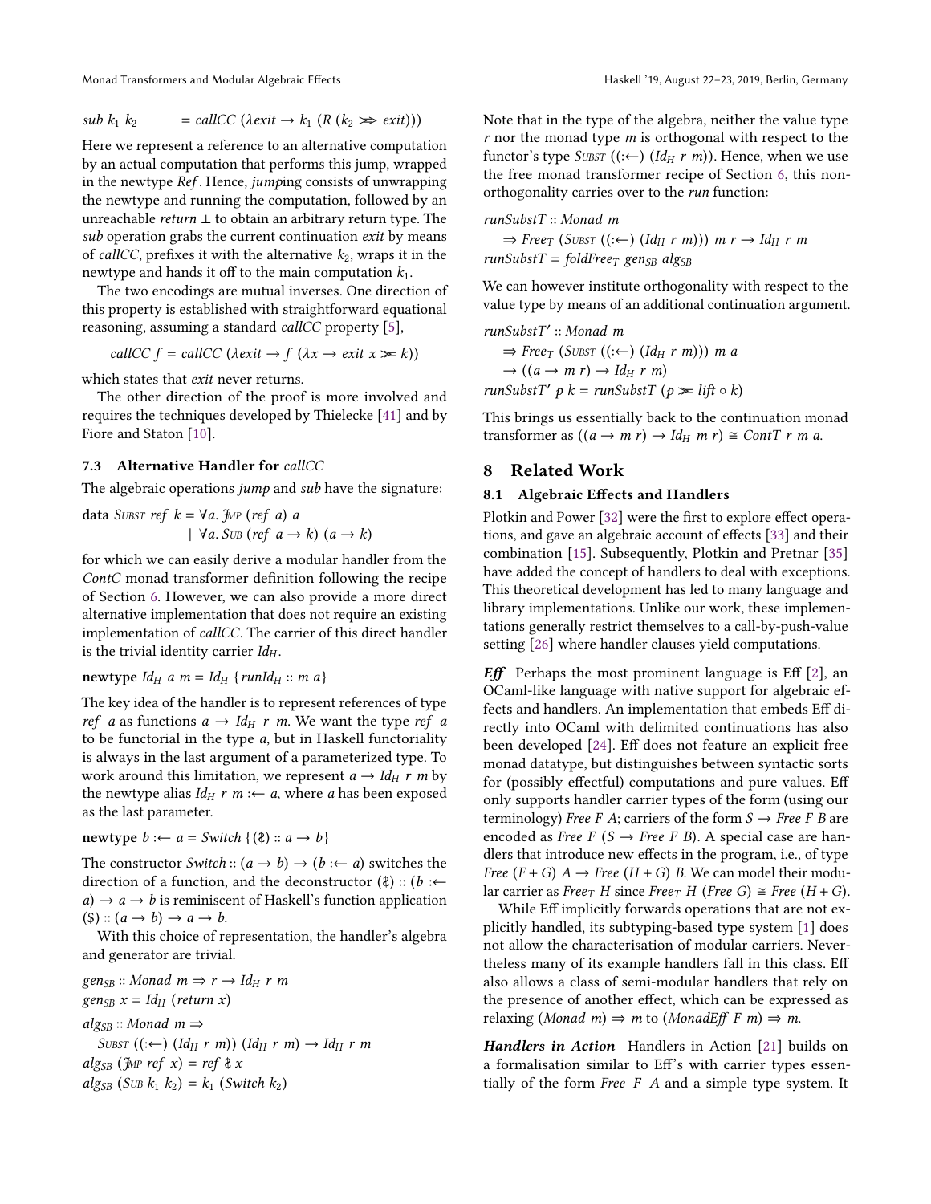$$sub\ k_1\ k_2 \qquad = callCC\ (\lambda exit \rightarrow k_1\ (R\ (k_2 \gg\!\!> exit)))$$

Here we represent a reference to an alternative computation by an actual computation that performs this jump, wrapped in the newtype *Ref*. Hence, *jump*ing consists of unwrapping the newtype and running the computation, followed by an unreachable *return* ⊥ to obtain an arbitrary return type. The *sub* operation grabs the current continuation *exit* by means of *callCC*, prefixes it with the alternative $k_2$, wraps it in the newtype and hands it off to the main computation $k_1$.

The two encodings are mutual inverses. One direction of this property is established with straightforward equational reasoning, assuming a standard *callCC* property [5],

$$callCC\ f = callCC\ (\lambda exit \rightarrow f\ (\lambda x \rightarrow exit\ x \gg\!= k))$$

which states that *exit* never returns.

The other direction of the proof is more involved and requires the techniques developed by Thielecke [41] and by Fiore and Staton [10].

### 7.3 Alternative Handler for *callCC*

The algebraic operations *jump* and *sub* have the signature:

```
data SUBST ref k = ∀a. JMP (ref a) a
                 | ∀a. SUB (ref a → k) (a → k)
```

for which we can easily derive a modular handler from the *ContC* monad transformer definition following the recipe of Section 6. However, we can also provide a more direct alternative implementation that does not require an existing implementation of *callCC*. The carrier of this direct handler is the trivial identity carrier $Id_H$.

```
newtype Id_H a m = Id_H {runId_H :: m a}
```

The key idea of the handler is to represent references of type *ref a* as functions $a \rightarrow Id_H\ r\ m$. We want the type *ref a* to be functorial in the type *a*, but in Haskell functoriality is always in the last argument of a parameterized type. To work around this limitation, we represent $a \rightarrow Id_H\ r\ m$ by the newtype alias $Id_H\ r\ m :\leftarrow a$, where *a* has been exposed as the last parameter.

```
newtype b :← a = Switch {(≀) :: a → b}
```

The constructor $Switch :: (a \rightarrow b) \rightarrow (b :\leftarrow a)$ switches the direction of a function, and the deconstructor $(\wr) :: (b :\leftarrow a) \rightarrow a \rightarrow b$ is reminiscent of Haskell's function application $(\$) :: (a \rightarrow b) \rightarrow a \rightarrow b$.

With this choice of representation, the handler's algebra and generator are trivial.

```
gen_SB :: Monad m ⇒ r → Id_H r m
gen_SB x = Id_H (return x)
alg_SB :: Monad m ⇒
   SUBST ((:←) (Id_H r m)) (Id_H r m) → Id_H r m
alg_SB (JMP ref x) = ref ≀ x
alg_SB (SUB k1 k2) = k1 (Switch k2)
```

Note that in the type of the algebra, neither the value type *r* nor the monad type *m* is orthogonal with respect to the functor's type $\textsc{Subst}\ ((:\leftarrow)\ (Id_H\ r\ m))$. Hence, when we use the free monad transformer recipe of Section 6, this non-orthogonality carries over to the *run* function:

```
runSubstT :: Monad m
   ⇒ Free_T (SUBST ((:←) (Id_H r m))) m r → Id_H r m
runSubstT = foldFree_T gen_SB alg_SB
```

We can however institute orthogonality with respect to the value type by means of an additional continuation argument.

```
runSubstT′ :: Monad m
   ⇒ Free_T (SUBST ((:←) (Id_H r m))) m a
   → ((a → m r) → Id_H r m)
runSubstT′ p k = runSubstT (p >>= lift ∘ k)
```

This brings us essentially back to the continuation monad transformer as $((a \rightarrow m\ r) \rightarrow Id_H\ m\ r) \cong ContT\ r\ m\ a$.

## 8 Related Work

### 8.1 Algebraic Effects and Handlers

Plotkin and Power [32] were the first to explore effect operations, and gave an algebraic account of effects [33] and their combination [15]. Subsequently, Plotkin and Pretnar [35] have added the concept of handlers to deal with exceptions. This theoretical development has led to many language and library implementations. Unlike our work, these implementations generally restrict themselves to a call-by-push-value setting [26] where handler clauses yield computations.

***Eff*** Perhaps the most prominent language is Eff [2], an OCaml-like language with native support for algebraic effects and handlers. An implementation that embeds Eff directly into OCaml with delimited continuations has also been developed [24]. Eff does not feature an explicit free monad datatype, but distinguishes between syntactic sorts for (possibly effectful) computations and pure values. Eff only supports handler carrier types of the form (using our terminology) *Free F A*; carriers of the form $S \rightarrow Free\ F\ B$ are encoded as $Free\ F\ (S \rightarrow Free\ F\ B)$. A special case are handlers that introduce new effects in the program, i.e., of type $Free\ (F + G)\ A \rightarrow Free\ (H + G)\ B$. We can model their modular carrier as $Free_T\ H$ since $Free_T\ H\ (Free\ G) \cong Free\ (H + G)$.

While Eff implicitly forwards operations that are not explicitly handled, its subtyping-based type system [1] does not allow the characterisation of modular carriers. Nevertheless many of its example handlers fall in this class. Eff also allows a class of semi-modular handlers that rely on the presence of another effect, which can be expressed as relaxing $(Monad\ m) \Rightarrow m$ to $(MonadEff\ F\ m) \Rightarrow m$.

***Handlers in Action*** Handlers in Action [21] builds on a formalisation similar to Eff's with carrier types essentially of the form *Free F A* and a simple type system. It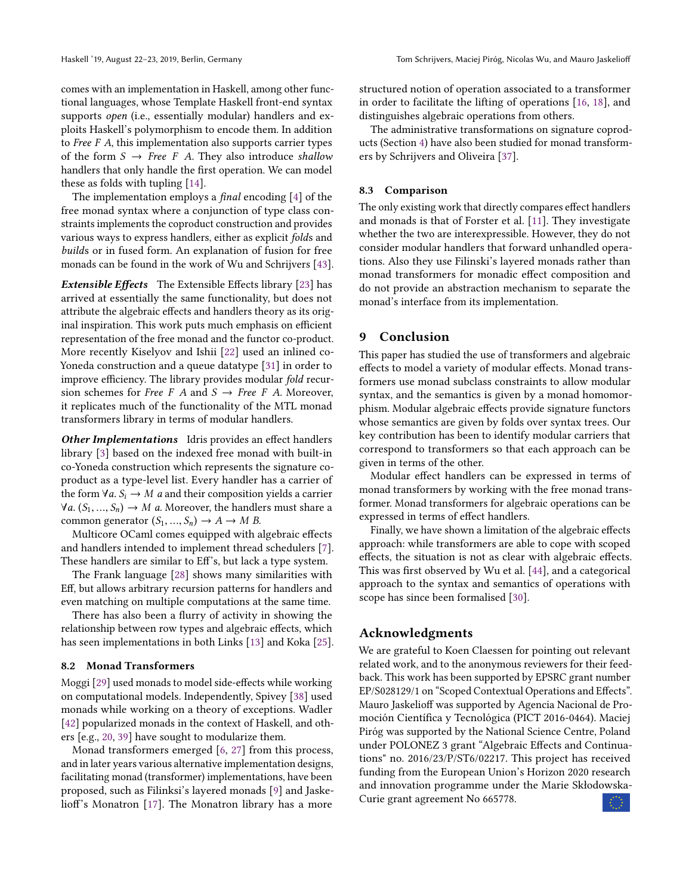comes with an implementation in Haskell, among other functional languages, whose Template Haskell front-end syntax supports *open* (i.e., essentially modular) handlers and exploits Haskell's polymorphism to encode them. In addition to *Free F A*, this implementation also supports carrier types of the form $S \rightarrow \mathit{Free}\ F\ A$. They also introduce *shallow* handlers that only handle the first operation. We can model these as folds with tupling [14].

The implementation employs a *final* encoding [4] of the free monad syntax where a conjunction of type class constraints implements the coproduct construction and provides various ways to express handlers, either as explicit *fold*s and *build*s or in fused form. An explanation of fusion for free monads can be found in the work of Wu and Schrijvers [43].

***Extensible Effects*** The Extensible Effects library [23] has arrived at essentially the same functionality, but does not attribute the algebraic effects and handlers theory as its original inspiration. This work puts much emphasis on efficient representation of the free monad and the functor co-product. More recently Kiselyov and Ishii [22] used an inlined co-Yoneda construction and a queue datatype [31] in order to improve efficiency. The library provides modular *fold* recursion schemes for *Free F A* and $S \rightarrow \mathit{Free}\ F\ A$. Moreover, it replicates much of the functionality of the MTL monad transformers library in terms of modular handlers.

***Other Implementations*** Idris provides an effect handlers library [3] based on the indexed free monad with built-in co-Yoneda construction which represents the signature coproduct as a type-level list. Every handler has a carrier of the form $\forall a.\ S_i \rightarrow M\ a$ and their composition yields a carrier $\forall a.\ (S_1, \ldots, S_n) \rightarrow M\ a$. Moreover, the handlers must share a common generator $(S_1, \ldots, S_n) \rightarrow A \rightarrow M\ B$.

Multicore OCaml comes equipped with algebraic effects and handlers intended to implement thread schedulers [7]. These handlers are similar to Eff's, but lack a type system.

The Frank language [28] shows many similarities with Eff, but allows arbitrary recursion patterns for handlers and even matching on multiple computations at the same time.

There has also been a flurry of activity in showing the relationship between row types and algebraic effects, which has seen implementations in both Links [13] and Koka [25].

### 8.2 Monad Transformers

Moggi [29] used monads to model side-effects while working on computational models. Independently, Spivey [38] used monads while working on a theory of exceptions. Wadler [42] popularized monads in the context of Haskell, and others [e.g., 20, 39] have sought to modularize them.

Monad transformers emerged [6, 27] from this process, and in later years various alternative implementation designs, facilitating monad (transformer) implementations, have been proposed, such as Filinksi's layered monads [9] and Jaskelioff's Monatron [17]. The Monatron library has a more structured notion of operation associated to a transformer in order to facilitate the lifting of operations [16, 18], and distinguishes algebraic operations from others.

The administrative transformations on signature coproducts (Section 4) have also been studied for monad transformers by Schrijvers and Oliveira [37].

### 8.3 Comparison

The only existing work that directly compares effect handlers and monads is that of Forster et al. [11]. They investigate whether the two are interexpressible. However, they do not consider modular handlers that forward unhandled operations. Also they use Filinski's layered monads rather than monad transformers for monadic effect composition and do not provide an abstraction mechanism to separate the monad's interface from its implementation.

## 9 Conclusion

This paper has studied the use of transformers and algebraic effects to model a variety of modular effects. Monad transformers use monad subclass constraints to allow modular syntax, and the semantics is given by a monad homomorphism. Modular algebraic effects provide signature functors whose semantics are given by folds over syntax trees. Our key contribution has been to identify modular carriers that correspond to transformers so that each approach can be given in terms of the other.

Modular effect handlers can be expressed in terms of monad transformers by working with the free monad transformer. Monad transformers for algebraic operations can be expressed in terms of effect handlers.

Finally, we have shown a limitation of the algebraic effects approach: while transformers are able to cope with scoped effects, the situation is not as clear with algebraic effects. This was first observed by Wu et al. [44], and a categorical approach to the syntax and semantics of operations with scope has since been formalised [30].

## Acknowledgments

We are grateful to Koen Claessen for pointing out relevant related work, and to the anonymous reviewers for their feedback. This work has been supported by EPSRC grant number EP/S028129/1 on "Scoped Contextual Operations and Effects". Mauro Jaskelioff was supported by Agencia Nacional de Promoción Científica y Tecnológica (PICT 2016-0464). Maciej Piróg was supported by the National Science Centre, Poland under POLONEZ 3 grant "Algebraic Effects and Continuations" no. 2016/23/P/ST6/02217. This project has received funding from the European Union's Horizon 2020 research and innovation programme under the Marie Skłodowska-Curie grant agreement No 665778.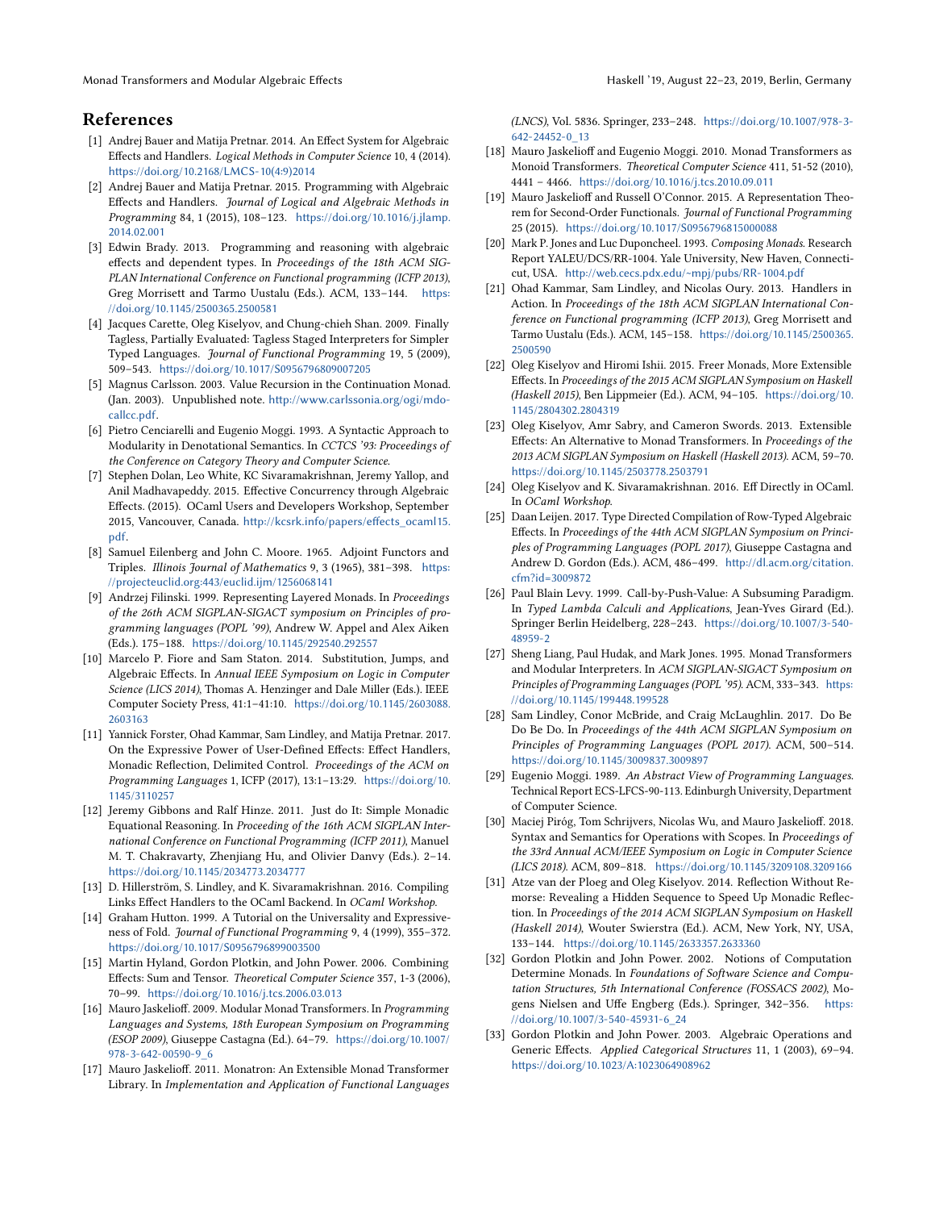# References

[1] Andrej Bauer and Matija Pretnar. 2014. An Effect System for Algebraic Effects and Handlers. *Logical Methods in Computer Science* 10, 4 (2014). https://doi.org/10.2168/LMCS-10(4:9)2014

[2] Andrej Bauer and Matija Pretnar. 2015. Programming with Algebraic Effects and Handlers. *Journal of Logical and Algebraic Methods in Programming* 84, 1 (2015), 108–123. https://doi.org/10.1016/j.jlamp.2014.02.001

[3] Edwin Brady. 2013. Programming and reasoning with algebraic effects and dependent types. In *Proceedings of the 18th ACM SIGPLAN International Conference on Functional programming (ICFP 2013)*, Greg Morrisett and Tarmo Uustalu (Eds.). ACM, 133–144. https://doi.org/10.1145/2500365.2500581

[4] Jacques Carette, Oleg Kiselyov, and Chung-chieh Shan. 2009. Finally Tagless, Partially Evaluated: Tagless Staged Interpreters for Simpler Typed Languages. *Journal of Functional Programming* 19, 5 (2009), 509–543. https://doi.org/10.1017/S0956796809007205

[5] Magnus Carlsson. 2003. Value Recursion in the Continuation Monad. (Jan. 2003). Unpublished note. http://www.carlssonia.org/ogi/mdo-callcc.pdf.

[6] Pietro Cenciarelli and Eugenio Moggi. 1993. A Syntactic Approach to Modularity in Denotational Semantics. In *CCTCS '93: Proceedings of the Conference on Category Theory and Computer Science*.

[7] Stephen Dolan, Leo White, KC Sivaramakrishnan, Jeremy Yallop, and Anil Madhavapeddy. 2015. Effective Concurrency through Algebraic Effects. (2015). OCaml Users and Developers Workshop, September 2015, Vancouver, Canada. http://kcsrk.info/papers/effects_ocaml15.pdf.

[8] Samuel Eilenberg and John C. Moore. 1965. Adjoint Functors and Triples. *Illinois Journal of Mathematics* 9, 3 (1965), 381–398. https://projecteuclid.org:443/euclid.ijm/1256068141

[9] Andrzej Filinski. 1999. Representing Layered Monads. In *Proceedings of the 26th ACM SIGPLAN-SIGACT symposium on Principles of programming languages (POPL '99)*, Andrew W. Appel and Alex Aiken (Eds.). 175–188. https://doi.org/10.1145/292540.292557

[10] Marcelo P. Fiore and Sam Staton. 2014. Substitution, Jumps, and Algebraic Effects. In *Annual IEEE Symposium on Logic in Computer Science (LICS 2014)*, Thomas A. Henzinger and Dale Miller (Eds.). IEEE Computer Society Press, 41:1–41:10. https://doi.org/10.1145/2603088.2603163

[11] Yannick Forster, Ohad Kammar, Sam Lindley, and Matija Pretnar. 2017. On the Expressive Power of User-Defined Effects: Effect Handlers, Monadic Reflection, Delimited Control. *Proceedings of the ACM on Programming Languages* 1, ICFP (2017), 13:1–13:29. https://doi.org/10.1145/3110257

[12] Jeremy Gibbons and Ralf Hinze. 2011. Just do It: Simple Monadic Equational Reasoning. In *Proceeding of the 16th ACM SIGPLAN International Conference on Functional Programming (ICFP 2011)*, Manuel M. T. Chakravarty, Zhenjiang Hu, and Olivier Danvy (Eds.). 2–14. https://doi.org/10.1145/2034773.2034777

[13] D. Hillerström, S. Lindley, and K. Sivaramakrishnan. 2016. Compiling Links Effect Handlers to the OCaml Backend. In *OCaml Workshop*.

[14] Graham Hutton. 1999. A Tutorial on the Universality and Expressiveness of Fold. *Journal of Functional Programming* 9, 4 (1999), 355–372. https://doi.org/10.1017/S0956796899003500

[15] Martin Hyland, Gordon Plotkin, and John Power. 2006. Combining Effects: Sum and Tensor. *Theoretical Computer Science* 357, 1-3 (2006), 70–99. https://doi.org/10.1016/j.tcs.2006.03.013

[16] Mauro Jaskelioff. 2009. Modular Monad Transformers. In *Programming Languages and Systems, 18th European Symposium on Programming (ESOP 2009)*, Giuseppe Castagna (Ed.). 64–79. https://doi.org/10.1007/978-3-642-00590-9_6

[17] Mauro Jaskelioff. 2011. Monatron: An Extensible Monad Transformer Library. In *Implementation and Application of Functional Languages (LNCS)*, Vol. 5836. Springer, 233–248. https://doi.org/10.1007/978-3-642-24452-0_13

[18] Mauro Jaskelioff and Eugenio Moggi. 2010. Monad Transformers as Monoid Transformers. *Theoretical Computer Science* 411, 51-52 (2010), 4441 – 4466. https://doi.org/10.1016/j.tcs.2010.09.011

[19] Mauro Jaskelioff and Russell O'Connor. 2015. A Representation Theorem for Second-Order Functionals. *Journal of Functional Programming* 25 (2015). https://doi.org/10.1017/S0956796815000088

[20] Mark P. Jones and Luc Duponcheel. 1993. *Composing Monads*. Research Report YALEU/DCS/RR-1004. Yale University, New Haven, Connecticut, USA. http://web.cecs.pdx.edu/~mpj/pubs/RR-1004.pdf

[21] Ohad Kammar, Sam Lindley, and Nicolas Oury. 2013. Handlers in Action. In *Proceedings of the 18th ACM SIGPLAN International Conference on Functional programming (ICFP 2013)*, Greg Morrisett and Tarmo Uustalu (Eds.). ACM, 145–158. https://doi.org/10.1145/2500365.2500590

[22] Oleg Kiselyov and Hiromi Ishii. 2015. Freer Monads, More Extensible Effects. In *Proceedings of the 2015 ACM SIGPLAN Symposium on Haskell (Haskell 2015)*, Ben Lippmeier (Ed.). ACM, 94–105. https://doi.org/10.1145/2804302.2804319

[23] Oleg Kiselyov, Amr Sabry, and Cameron Swords. 2013. Extensible Effects: An Alternative to Monad Transformers. In *Proceedings of the 2013 ACM SIGPLAN Symposium on Haskell (Haskell 2013)*. ACM, 59–70. https://doi.org/10.1145/2503778.2503791

[24] Oleg Kiselyov and K. Sivaramakrishnan. 2016. Eff Directly in OCaml. In *OCaml Workshop*.

[25] Daan Leijen. 2017. Type Directed Compilation of Row-Typed Algebraic Effects. In *Proceedings of the 44th ACM SIGPLAN Symposium on Principles of Programming Languages (POPL 2017)*, Giuseppe Castagna and Andrew D. Gordon (Eds.). ACM, 486–499. http://dl.acm.org/citation.cfm?id=3009872

[26] Paul Blain Levy. 1999. Call-by-Push-Value: A Subsuming Paradigm. In *Typed Lambda Calculi and Applications*, Jean-Yves Girard (Ed.). Springer Berlin Heidelberg, 228–243. https://doi.org/10.1007/3-540-48959-2

[27] Sheng Liang, Paul Hudak, and Mark Jones. 1995. Monad Transformers and Modular Interpreters. In *ACM SIGPLAN-SIGACT Symposium on Principles of Programming Languages (POPL '95)*. ACM, 333–343. https://doi.org/10.1145/199448.199528

[28] Sam Lindley, Conor McBride, and Craig McLaughlin. 2017. Do Be Do Be Do. In *Proceedings of the 44th ACM SIGPLAN Symposium on Principles of Programming Languages (POPL 2017)*. ACM, 500–514. https://doi.org/10.1145/3009837.3009897

[29] Eugenio Moggi. 1989. *An Abstract View of Programming Languages*. Technical Report ECS-LFCS-90-113. Edinburgh University, Department of Computer Science.

[30] Maciej Piróg, Tom Schrijvers, Nicolas Wu, and Mauro Jaskelioff. 2018. Syntax and Semantics for Operations with Scopes. In *Proceedings of the 33rd Annual ACM/IEEE Symposium on Logic in Computer Science (LICS 2018)*. ACM, 809–818. https://doi.org/10.1145/3209108.3209166

[31] Atze van der Ploeg and Oleg Kiselyov. 2014. Reflection Without Remorse: Revealing a Hidden Sequence to Speed Up Monadic Reflection. In *Proceedings of the 2014 ACM SIGPLAN Symposium on Haskell (Haskell 2014)*, Wouter Swierstra (Ed.). ACM, New York, NY, USA, 133–144. https://doi.org/10.1145/2633357.2633360

[32] Gordon Plotkin and John Power. 2002. Notions of Computation Determine Monads. In *Foundations of Software Science and Computation Structures, 5th International Conference (FOSSACS 2002)*, Mogens Nielsen and Uffe Engberg (Eds.). Springer, 342–356. https://doi.org/10.1007/3-540-45931-6_24

[33] Gordon Plotkin and John Power. 2003. Algebraic Operations and Generic Effects. *Applied Categorical Structures* 11, 1 (2003), 69–94. https://doi.org/10.1023/A:1023064908962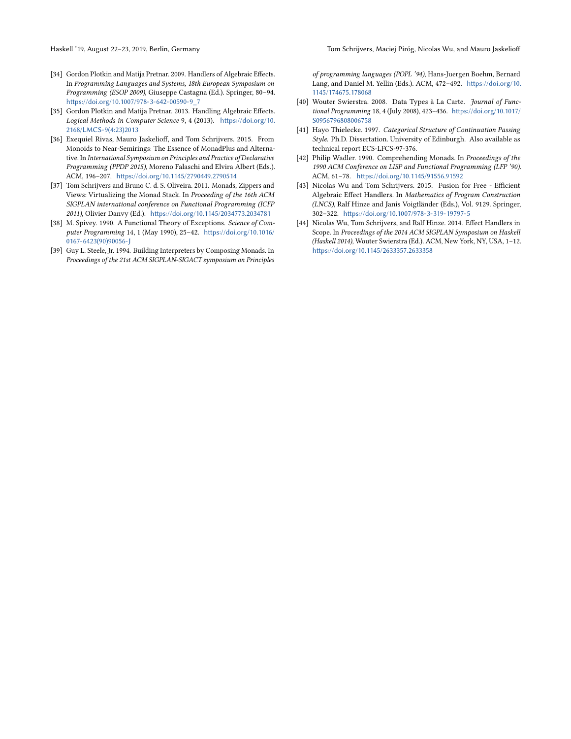[34] Gordon Plotkin and Matija Pretnar. 2009. Handlers of Algebraic Effects. In *Programming Languages and Systems, 18th European Symposium on Programming (ESOP 2009)*, Giuseppe Castagna (Ed.). Springer, 80–94. https://doi.org/10.1007/978-3-642-00590-9_7

[35] Gordon Plotkin and Matija Pretnar. 2013. Handling Algebraic Effects. *Logical Methods in Computer Science* 9, 4 (2013). https://doi.org/10.2168/LMCS-9(4:23)2013

[36] Exequiel Rivas, Mauro Jaskelioff, and Tom Schrijvers. 2015. From Monoids to Near-Semirings: The Essence of MonadPlus and Alternative. In *International Symposium on Principles and Practice of Declarative Programming (PPDP 2015)*, Moreno Falaschi and Elvira Albert (Eds.). ACM, 196–207. https://doi.org/10.1145/2790449.2790514

[37] Tom Schrijvers and Bruno C. d. S. Oliveira. 2011. Monads, Zippers and Views: Virtualizing the Monad Stack. In *Proceeding of the 16th ACM SIGPLAN international conference on Functional Programming (ICFP 2011)*, Olivier Danvy (Ed.). https://doi.org/10.1145/2034773.2034781

[38] M. Spivey. 1990. A Functional Theory of Exceptions. *Science of Computer Programming* 14, 1 (May 1990), 25–42. https://doi.org/10.1016/0167-6423(90)90056-J

[39] Guy L. Steele, Jr. 1994. Building Interpreters by Composing Monads. In *Proceedings of the 21st ACM SIGPLAN-SIGACT symposium on Principles of programming languages (POPL '94)*, Hans-Juergen Boehm, Bernard Lang, and Daniel M. Yellin (Eds.). ACM, 472–492. https://doi.org/10.1145/174675.178068

[40] Wouter Swierstra. 2008. Data Types à La Carte. *Journal of Functional Programming* 18, 4 (July 2008), 423–436. https://doi.org/10.1017/S0956796808006758

[41] Hayo Thielecke. 1997. *Categorical Structure of Continuation Passing Style.* Ph.D. Dissertation. University of Edinburgh. Also available as technical report ECS-LFCS-97-376.

[42] Philip Wadler. 1990. Comprehending Monads. In *Proceedings of the 1990 ACM Conference on LISP and Functional Programming (LFP '90)*. ACM, 61–78. https://doi.org/10.1145/91556.91592

[43] Nicolas Wu and Tom Schrijvers. 2015. Fusion for Free - Efficient Algebraic Effect Handlers. In *Mathematics of Program Construction (LNCS)*, Ralf Hinze and Janis Voigtländer (Eds.), Vol. 9129. Springer, 302–322. https://doi.org/10.1007/978-3-319-19797-5

[44] Nicolas Wu, Tom Schrijvers, and Ralf Hinze. 2014. Effect Handlers in Scope. In *Proceedings of the 2014 ACM SIGPLAN Symposium on Haskell (Haskell 2014)*, Wouter Swierstra (Ed.). ACM, New York, NY, USA, 1–12. https://doi.org/10.1145/2633357.2633358